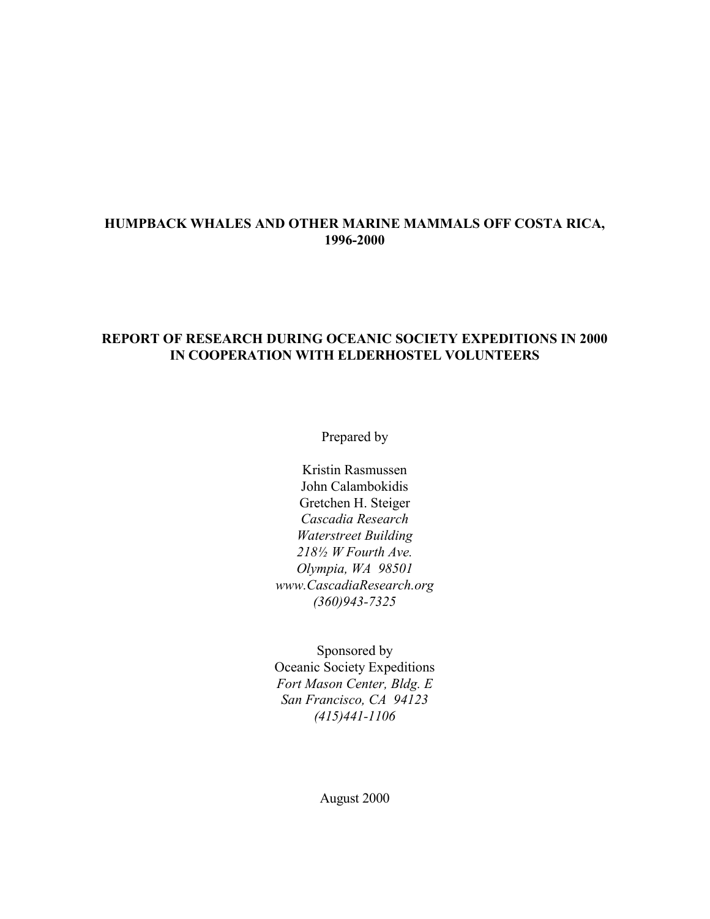# HUMPBACK WHALES AND OTHER MARINE MAMMALS OFF COSTA RICA, 1996-2000

## REPORT OF RESEARCH DURING OCEANIC SOCIETY EXPEDITIONS IN 2000 IN COOPERATION WITH ELDERHOSTEL VOLUNTEERS

Prepared by

Kristin Rasmussen
John Calambokidis
Gretchen H. Steiger
*Cascadia Research*
*Waterstreet Building*
*218½ W Fourth Ave.*
*Olympia, WA 98501*
*www.CascadiaResearch.org*
*(360)943-7325*

Sponsored by
Oceanic Society Expeditions
*Fort Mason Center, Bldg. E*
*San Francisco, CA 94123*
*(415)441-1106*

August 2000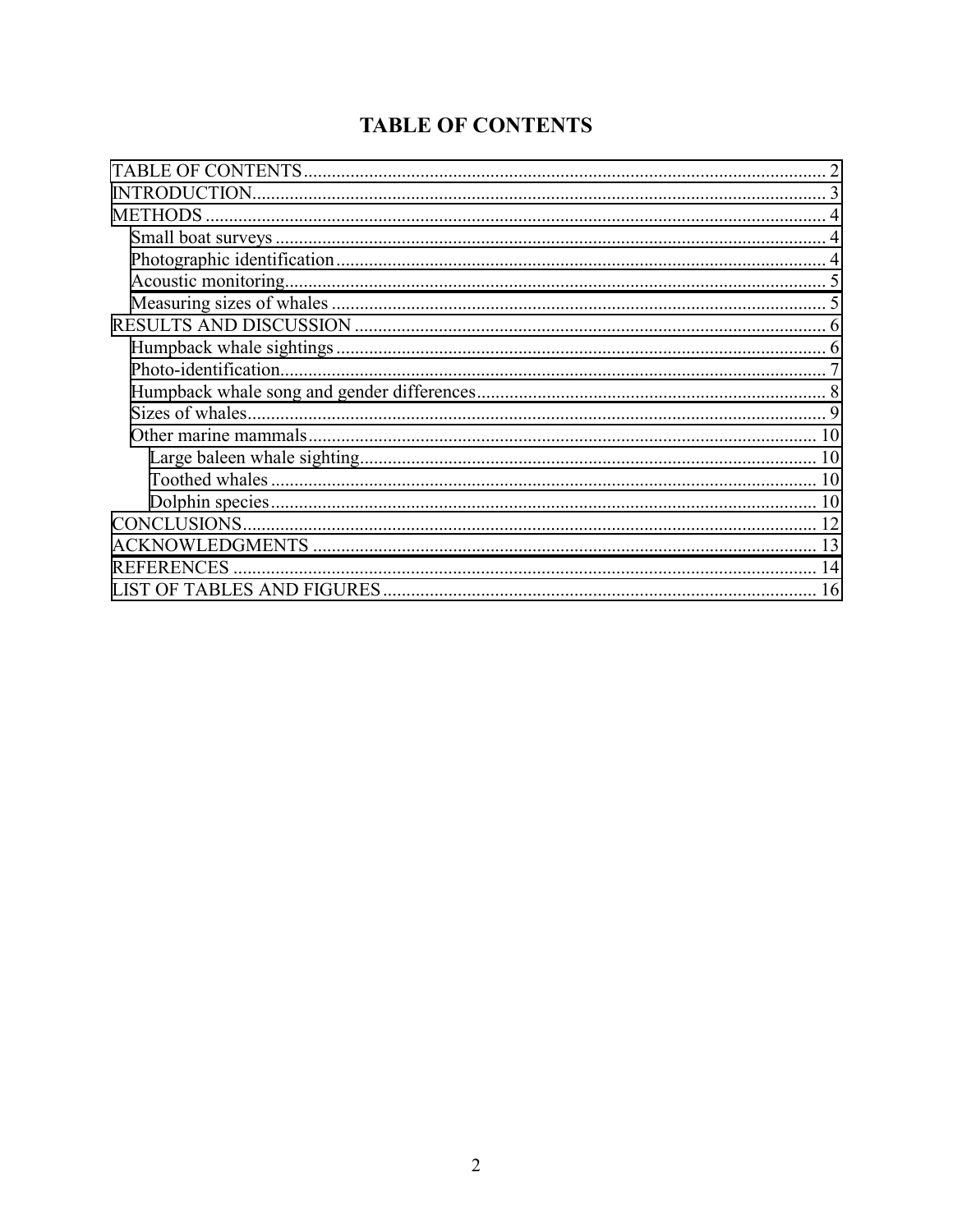# TABLE OF CONTENTS

- TABLE OF CONTENTS ........................................ 2
- INTRODUCTION ........................................ 3
- METHODS ........................................ 4
  - Small boat surveys ........................................ 4
  - Photographic identification ........................................ 4
  - Acoustic monitoring ........................................ 5
  - Measuring sizes of whales ........................................ 5
- RESULTS AND DISCUSSION ........................................ 6
  - Humpback whale sightings ........................................ 6
  - Photo-identification ........................................ 7
  - Humpback whale song and gender differences ........................................ 8
  - Sizes of whales ........................................ 9
  - Other marine mammals ........................................ 10
    - Large baleen whale sighting ........................................ 10
    - Toothed whales ........................................ 10
    - Dolphin species ........................................ 10
- CONCLUSIONS ........................................ 12
- ACKNOWLEDGMENTS ........................................ 13
- REFERENCES ........................................ 14
- LIST OF TABLES AND FIGURES ........................................ 16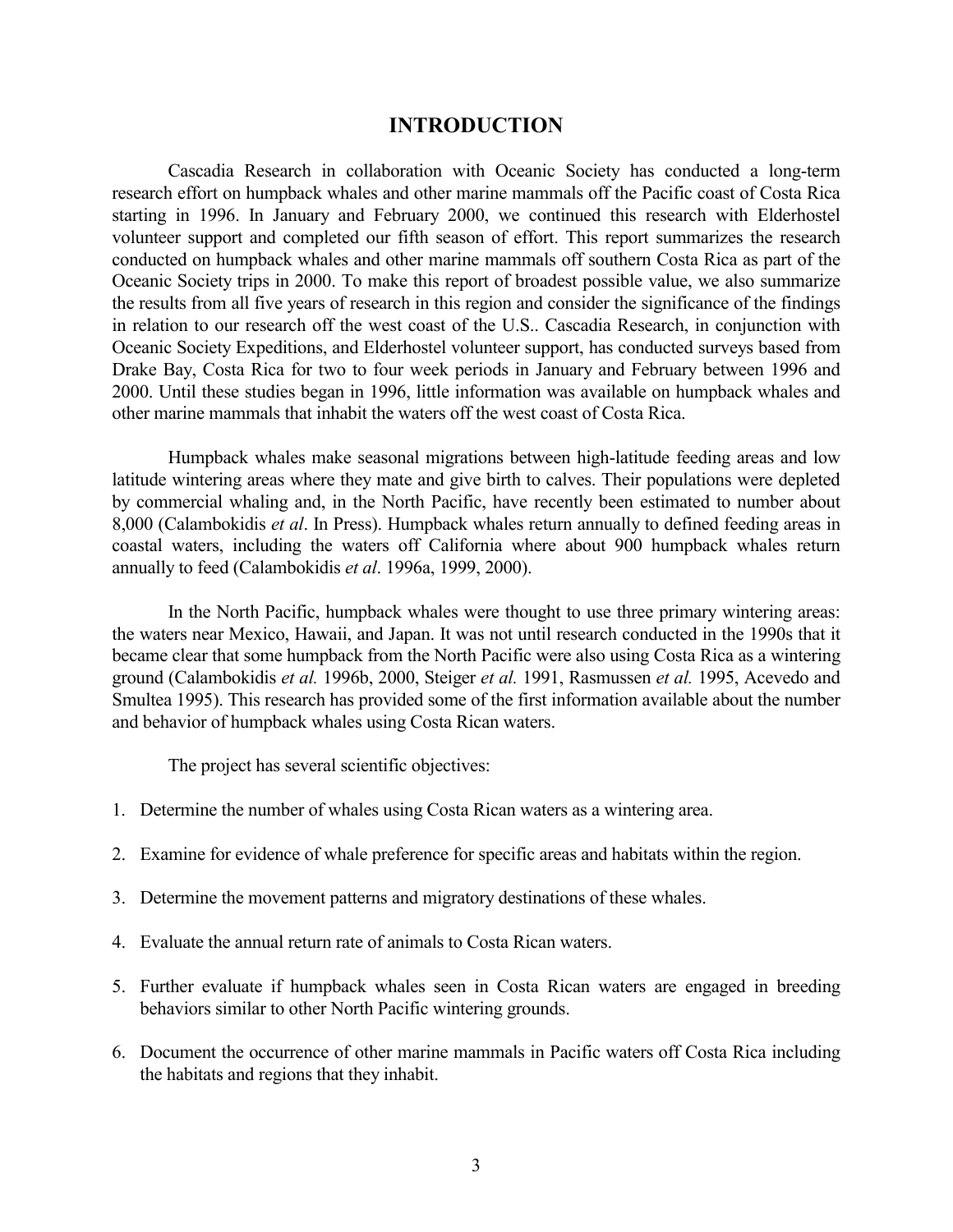# INTRODUCTION

Cascadia Research in collaboration with Oceanic Society has conducted a long-term research effort on humpback whales and other marine mammals off the Pacific coast of Costa Rica starting in 1996. In January and February 2000, we continued this research with Elderhostel volunteer support and completed our fifth season of effort. This report summarizes the research conducted on humpback whales and other marine mammals off southern Costa Rica as part of the Oceanic Society trips in 2000. To make this report of broadest possible value, we also summarize the results from all five years of research in this region and consider the significance of the findings in relation to our research off the west coast of the U.S.. Cascadia Research, in conjunction with Oceanic Society Expeditions, and Elderhostel volunteer support, has conducted surveys based from Drake Bay, Costa Rica for two to four week periods in January and February between 1996 and 2000. Until these studies began in 1996, little information was available on humpback whales and other marine mammals that inhabit the waters off the west coast of Costa Rica.

Humpback whales make seasonal migrations between high-latitude feeding areas and low latitude wintering areas where they mate and give birth to calves. Their populations were depleted by commercial whaling and, in the North Pacific, have recently been estimated to number about 8,000 (Calambokidis *et al*. In Press). Humpback whales return annually to defined feeding areas in coastal waters, including the waters off California where about 900 humpback whales return annually to feed (Calambokidis *et al*. 1996a, 1999, 2000).

In the North Pacific, humpback whales were thought to use three primary wintering areas: the waters near Mexico, Hawaii, and Japan. It was not until research conducted in the 1990s that it became clear that some humpback from the North Pacific were also using Costa Rica as a wintering ground (Calambokidis *et al.* 1996b, 2000, Steiger *et al.* 1991, Rasmussen *et al.* 1995, Acevedo and Smultea 1995). This research has provided some of the first information available about the number and behavior of humpback whales using Costa Rican waters.

The project has several scientific objectives:

1. Determine the number of whales using Costa Rican waters as a wintering area.
2. Examine for evidence of whale preference for specific areas and habitats within the region.
3. Determine the movement patterns and migratory destinations of these whales.
4. Evaluate the annual return rate of animals to Costa Rican waters.
5. Further evaluate if humpback whales seen in Costa Rican waters are engaged in breeding behaviors similar to other North Pacific wintering grounds.
6. Document the occurrence of other marine mammals in Pacific waters off Costa Rica including the habitats and regions that they inhabit.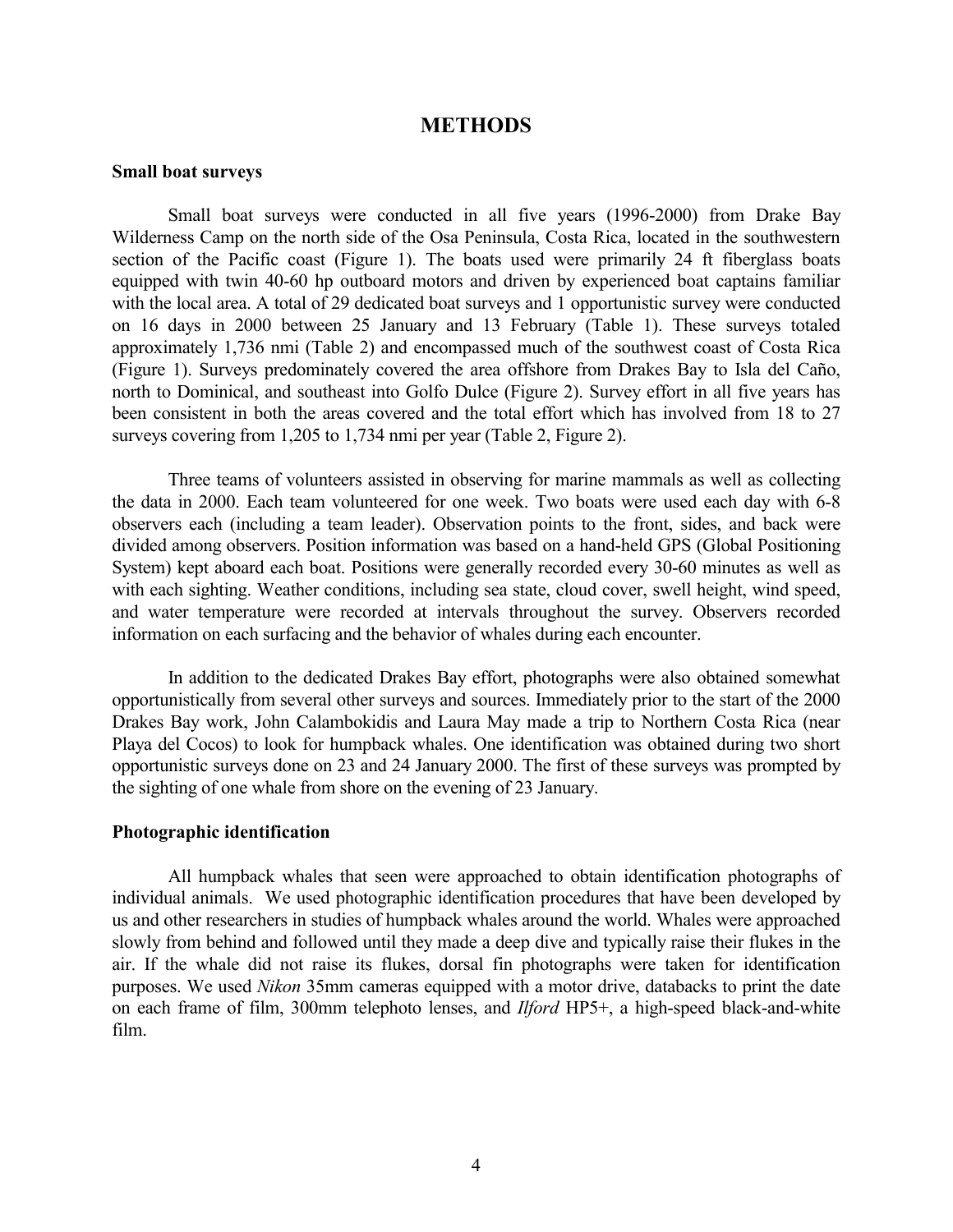# METHODS

**Small boat surveys**

Small boat surveys were conducted in all five years (1996-2000) from Drake Bay Wilderness Camp on the north side of the Osa Peninsula, Costa Rica, located in the southwestern section of the Pacific coast (Figure 1). The boats used were primarily 24 ft fiberglass boats equipped with twin 40-60 hp outboard motors and driven by experienced boat captains familiar with the local area. A total of 29 dedicated boat surveys and 1 opportunistic survey were conducted on 16 days in 2000 between 25 January and 13 February (Table 1). These surveys totaled approximately 1,736 nmi (Table 2) and encompassed much of the southwest coast of Costa Rica (Figure 1). Surveys predominately covered the area offshore from Drakes Bay to Isla del Caño, north to Dominical, and southeast into Golfo Dulce (Figure 2). Survey effort in all five years has been consistent in both the areas covered and the total effort which has involved from 18 to 27 surveys covering from 1,205 to 1,734 nmi per year (Table 2, Figure 2).

Three teams of volunteers assisted in observing for marine mammals as well as collecting the data in 2000. Each team volunteered for one week. Two boats were used each day with 6-8 observers each (including a team leader). Observation points to the front, sides, and back were divided among observers. Position information was based on a hand-held GPS (Global Positioning System) kept aboard each boat. Positions were generally recorded every 30-60 minutes as well as with each sighting. Weather conditions, including sea state, cloud cover, swell height, wind speed, and water temperature were recorded at intervals throughout the survey. Observers recorded information on each surfacing and the behavior of whales during each encounter.

In addition to the dedicated Drakes Bay effort, photographs were also obtained somewhat opportunistically from several other surveys and sources. Immediately prior to the start of the 2000 Drakes Bay work, John Calambokidis and Laura May made a trip to Northern Costa Rica (near Playa del Cocos) to look for humpback whales. One identification was obtained during two short opportunistic surveys done on 23 and 24 January 2000. The first of these surveys was prompted by the sighting of one whale from shore on the evening of 23 January.

**Photographic identification**

All humpback whales that seen were approached to obtain identification photographs of individual animals. We used photographic identification procedures that have been developed by us and other researchers in studies of humpback whales around the world. Whales were approached slowly from behind and followed until they made a deep dive and typically raise their flukes in the air. If the whale did not raise its flukes, dorsal fin photographs were taken for identification purposes. We used *Nikon* 35mm cameras equipped with a motor drive, databacks to print the date on each frame of film, 300mm telephoto lenses, and *Ilford* HP5+, a high-speed black-and-white film.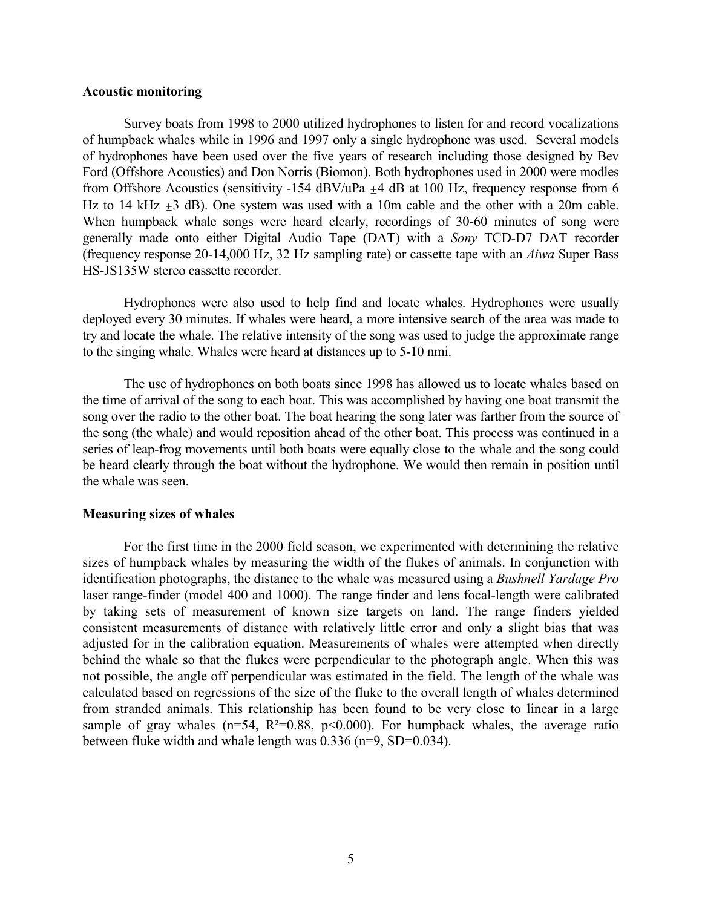**Acoustic monitoring**

Survey boats from 1998 to 2000 utilized hydrophones to listen for and record vocalizations of humpback whales while in 1996 and 1997 only a single hydrophone was used. Several models of hydrophones have been used over the five years of research including those designed by Bev Ford (Offshore Acoustics) and Don Norris (Biomon). Both hydrophones used in 2000 were modles from Offshore Acoustics (sensitivity -154 dBV/uPa $\pm$4 dB at 100 Hz, frequency response from 6 Hz to 14 kHz $\pm$3 dB). One system was used with a 10m cable and the other with a 20m cable. When humpback whale songs were heard clearly, recordings of 30-60 minutes of song were generally made onto either Digital Audio Tape (DAT) with a *Sony* TCD-D7 DAT recorder (frequency response 20-14,000 Hz, 32 Hz sampling rate) or cassette tape with an *Aiwa* Super Bass HS-JS135W stereo cassette recorder.

Hydrophones were also used to help find and locate whales. Hydrophones were usually deployed every 30 minutes. If whales were heard, a more intensive search of the area was made to try and locate the whale. The relative intensity of the song was used to judge the approximate range to the singing whale. Whales were heard at distances up to 5-10 nmi.

The use of hydrophones on both boats since 1998 has allowed us to locate whales based on the time of arrival of the song to each boat. This was accomplished by having one boat transmit the song over the radio to the other boat. The boat hearing the song later was farther from the source of the song (the whale) and would reposition ahead of the other boat. This process was continued in a series of leap-frog movements until both boats were equally close to the whale and the song could be heard clearly through the boat without the hydrophone. We would then remain in position until the whale was seen.

**Measuring sizes of whales**

For the first time in the 2000 field season, we experimented with determining the relative sizes of humpback whales by measuring the width of the flukes of animals. In conjunction with identification photographs, the distance to the whale was measured using a *Bushnell Yardage Pro* laser range-finder (model 400 and 1000). The range finder and lens focal-length were calibrated by taking sets of measurement of known size targets on land. The range finders yielded consistent measurements of distance with relatively little error and only a slight bias that was adjusted for in the calibration equation. Measurements of whales were attempted when directly behind the whale so that the flukes were perpendicular to the photograph angle. When this was not possible, the angle off perpendicular was estimated in the field. The length of the whale was calculated based on regressions of the size of the fluke to the overall length of whales determined from stranded animals. This relationship has been found to be very close to linear in a large sample of gray whales ($n=54$, $R^2=0.88$, $p<0.000$). For humpback whales, the average ratio between fluke width and whale length was 0.336 ($n=9$, $SD=0.034$).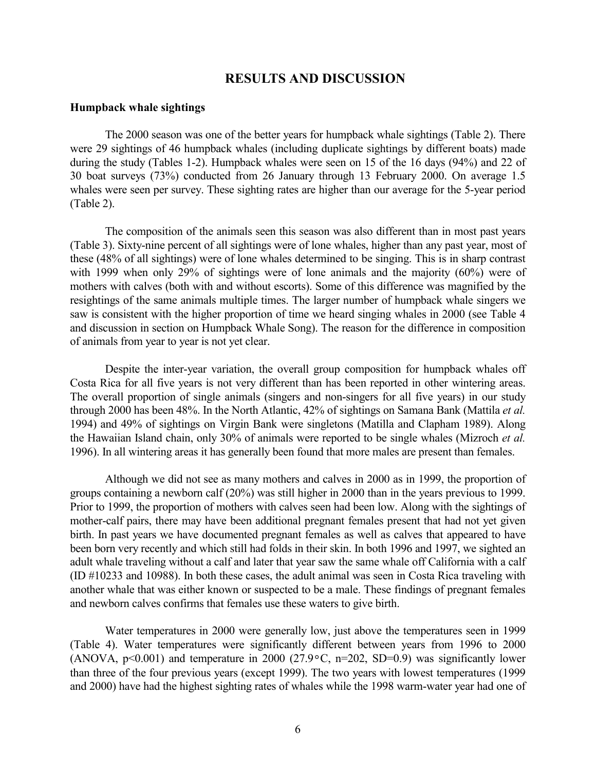## RESULTS AND DISCUSSION

### Humpback whale sightings

The 2000 season was one of the better years for humpback whale sightings (Table 2). There were 29 sightings of 46 humpback whales (including duplicate sightings by different boats) made during the study (Tables 1-2). Humpback whales were seen on 15 of the 16 days (94%) and 22 of 30 boat surveys (73%) conducted from 26 January through 13 February 2000. On average 1.5 whales were seen per survey. These sighting rates are higher than our average for the 5-year period (Table 2).

The composition of the animals seen this season was also different than in most past years (Table 3). Sixty-nine percent of all sightings were of lone whales, higher than any past year, most of these (48% of all sightings) were of lone whales determined to be singing. This is in sharp contrast with 1999 when only 29% of sightings were of lone animals and the majority (60%) were of mothers with calves (both with and without escorts). Some of this difference was magnified by the resightings of the same animals multiple times. The larger number of humpback whale singers we saw is consistent with the higher proportion of time we heard singing whales in 2000 (see Table 4 and discussion in section on Humpback Whale Song). The reason for the difference in composition of animals from year to year is not yet clear.

Despite the inter-year variation, the overall group composition for humpback whales off Costa Rica for all five years is not very different than has been reported in other wintering areas. The overall proportion of single animals (singers and non-singers for all five years) in our study through 2000 has been 48%. In the North Atlantic, 42% of sightings on Samana Bank (Mattila *et al.* 1994) and 49% of sightings on Virgin Bank were singletons (Matilla and Clapham 1989). Along the Hawaiian Island chain, only 30% of animals were reported to be single whales (Mizroch *et al.* 1996). In all wintering areas it has generally been found that more males are present than females.

Although we did not see as many mothers and calves in 2000 as in 1999, the proportion of groups containing a newborn calf (20%) was still higher in 2000 than in the years previous to 1999. Prior to 1999, the proportion of mothers with calves seen had been low. Along with the sightings of mother-calf pairs, there may have been additional pregnant females present that had not yet given birth. In past years we have documented pregnant females as well as calves that appeared to have been born very recently and which still had folds in their skin. In both 1996 and 1997, we sighted an adult whale traveling without a calf and later that year saw the same whale off California with a calf (ID #10233 and 10988). In both these cases, the adult animal was seen in Costa Rica traveling with another whale that was either known or suspected to be a male. These findings of pregnant females and newborn calves confirms that females use these waters to give birth.

Water temperatures in 2000 were generally low, just above the temperatures seen in 1999 (Table 4). Water temperatures were significantly different between years from 1996 to 2000 (ANOVA, $p<0.001$) and temperature in 2000 (27.9°C, $n=202$, $SD=0.9$) was significantly lower than three of the four previous years (except 1999). The two years with lowest temperatures (1999 and 2000) have had the highest sighting rates of whales while the 1998 warm-water year had one of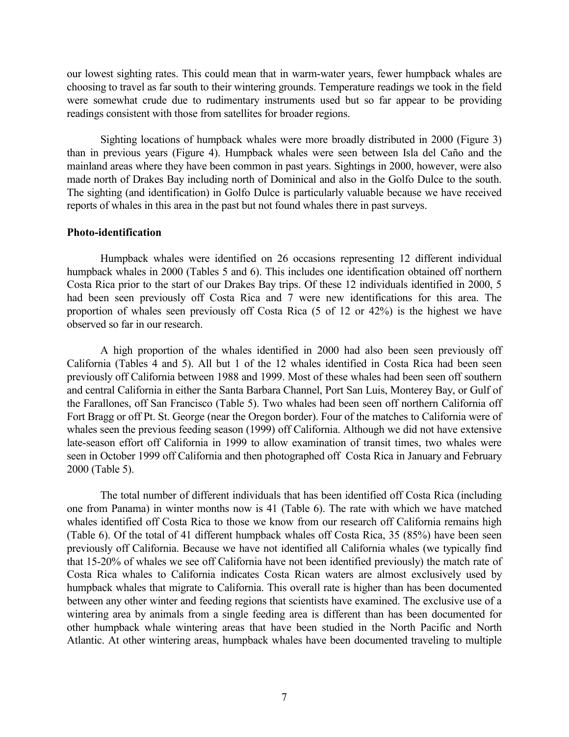our lowest sighting rates. This could mean that in warm-water years, fewer humpback whales are choosing to travel as far south to their wintering grounds. Temperature readings we took in the field were somewhat crude due to rudimentary instruments used but so far appear to be providing readings consistent with those from satellites for broader regions.

Sighting locations of humpback whales were more broadly distributed in 2000 (Figure 3) than in previous years (Figure 4). Humpback whales were seen between Isla del Caño and the mainland areas where they have been common in past years. Sightings in 2000, however, were also made north of Drakes Bay including north of Dominical and also in the Golfo Dulce to the south. The sighting (and identification) in Golfo Dulce is particularly valuable because we have received reports of whales in this area in the past but not found whales there in past surveys.

**Photo-identification**

Humpback whales were identified on 26 occasions representing 12 different individual humpback whales in 2000 (Tables 5 and 6). This includes one identification obtained off northern Costa Rica prior to the start of our Drakes Bay trips. Of these 12 individuals identified in 2000, 5 had been seen previously off Costa Rica and 7 were new identifications for this area. The proportion of whales seen previously off Costa Rica (5 of 12 or 42%) is the highest we have observed so far in our research.

A high proportion of the whales identified in 2000 had also been seen previously off California (Tables 4 and 5). All but 1 of the 12 whales identified in Costa Rica had been seen previously off California between 1988 and 1999. Most of these whales had been seen off southern and central California in either the Santa Barbara Channel, Port San Luis, Monterey Bay, or Gulf of the Farallones, off San Francisco (Table 5). Two whales had been seen off northern California off Fort Bragg or off Pt. St. George (near the Oregon border). Four of the matches to California were of whales seen the previous feeding season (1999) off California. Although we did not have extensive late-season effort off California in 1999 to allow examination of transit times, two whales were seen in October 1999 off California and then photographed off Costa Rica in January and February 2000 (Table 5).

The total number of different individuals that has been identified off Costa Rica (including one from Panama) in winter months now is 41 (Table 6). The rate with which we have matched whales identified off Costa Rica to those we know from our research off California remains high (Table 6). Of the total of 41 different humpback whales off Costa Rica, 35 (85%) have been seen previously off California. Because we have not identified all California whales (we typically find that 15-20% of whales we see off California have not been identified previously) the match rate of Costa Rica whales to California indicates Costa Rican waters are almost exclusively used by humpback whales that migrate to California. This overall rate is higher than has been documented between any other winter and feeding regions that scientists have examined. The exclusive use of a wintering area by animals from a single feeding area is different than has been documented for other humpback whale wintering areas that have been studied in the North Pacific and North Atlantic. At other wintering areas, humpback whales have been documented traveling to multiple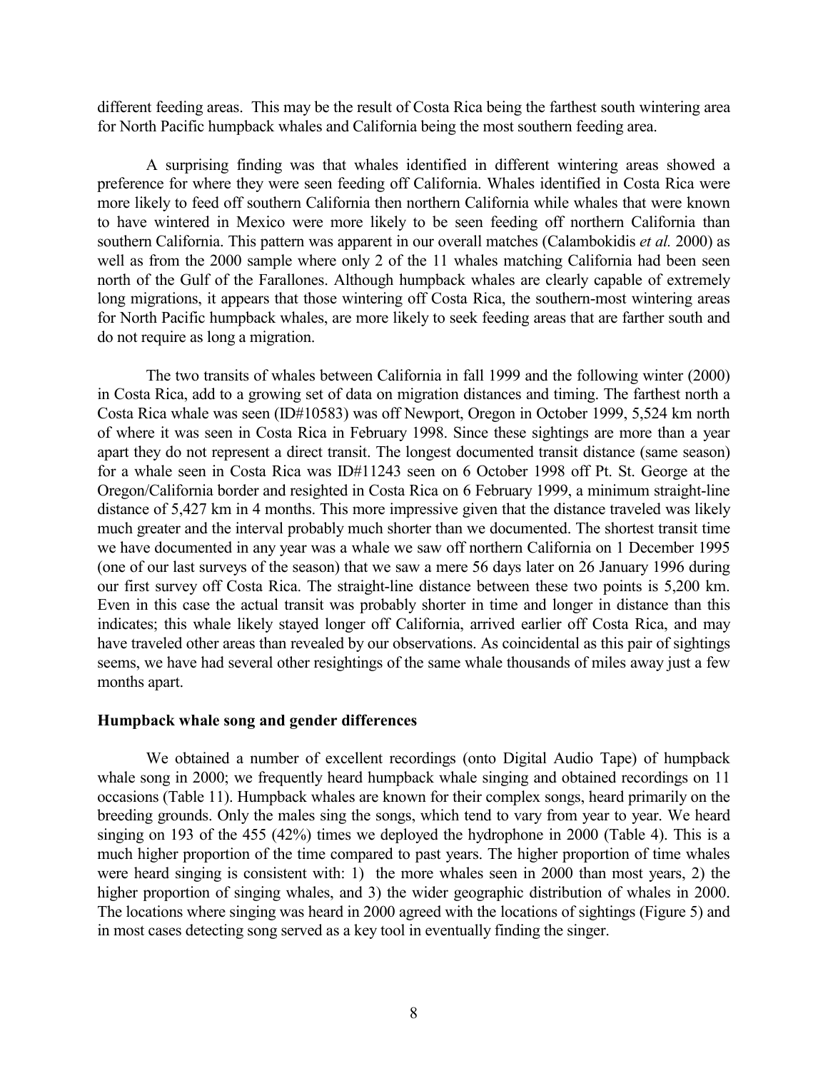different feeding areas. This may be the result of Costa Rica being the farthest south wintering area for North Pacific humpback whales and California being the most southern feeding area.

A surprising finding was that whales identified in different wintering areas showed a preference for where they were seen feeding off California. Whales identified in Costa Rica were more likely to feed off southern California then northern California while whales that were known to have wintered in Mexico were more likely to be seen feeding off northern California than southern California. This pattern was apparent in our overall matches (Calambokidis *et al.* 2000) as well as from the 2000 sample where only 2 of the 11 whales matching California had been seen north of the Gulf of the Farallones. Although humpback whales are clearly capable of extremely long migrations, it appears that those wintering off Costa Rica, the southern-most wintering areas for North Pacific humpback whales, are more likely to seek feeding areas that are farther south and do not require as long a migration.

The two transits of whales between California in fall 1999 and the following winter (2000) in Costa Rica, add to a growing set of data on migration distances and timing. The farthest north a Costa Rica whale was seen (ID#10583) was off Newport, Oregon in October 1999, 5,524 km north of where it was seen in Costa Rica in February 1998. Since these sightings are more than a year apart they do not represent a direct transit. The longest documented transit distance (same season) for a whale seen in Costa Rica was ID#11243 seen on 6 October 1998 off Pt. St. George at the Oregon/California border and resighted in Costa Rica on 6 February 1999, a minimum straight-line distance of 5,427 km in 4 months. This more impressive given that the distance traveled was likely much greater and the interval probably much shorter than we documented. The shortest transit time we have documented in any year was a whale we saw off northern California on 1 December 1995 (one of our last surveys of the season) that we saw a mere 56 days later on 26 January 1996 during our first survey off Costa Rica. The straight-line distance between these two points is 5,200 km. Even in this case the actual transit was probably shorter in time and longer in distance than this indicates; this whale likely stayed longer off California, arrived earlier off Costa Rica, and may have traveled other areas than revealed by our observations. As coincidental as this pair of sightings seems, we have had several other resightings of the same whale thousands of miles away just a few months apart.

### Humpback whale song and gender differences

We obtained a number of excellent recordings (onto Digital Audio Tape) of humpback whale song in 2000; we frequently heard humpback whale singing and obtained recordings on 11 occasions (Table 11). Humpback whales are known for their complex songs, heard primarily on the breeding grounds. Only the males sing the songs, which tend to vary from year to year. We heard singing on 193 of the 455 (42%) times we deployed the hydrophone in 2000 (Table 4). This is a much higher proportion of the time compared to past years. The higher proportion of time whales were heard singing is consistent with: 1) the more whales seen in 2000 than most years, 2) the higher proportion of singing whales, and 3) the wider geographic distribution of whales in 2000. The locations where singing was heard in 2000 agreed with the locations of sightings (Figure 5) and in most cases detecting song served as a key tool in eventually finding the singer.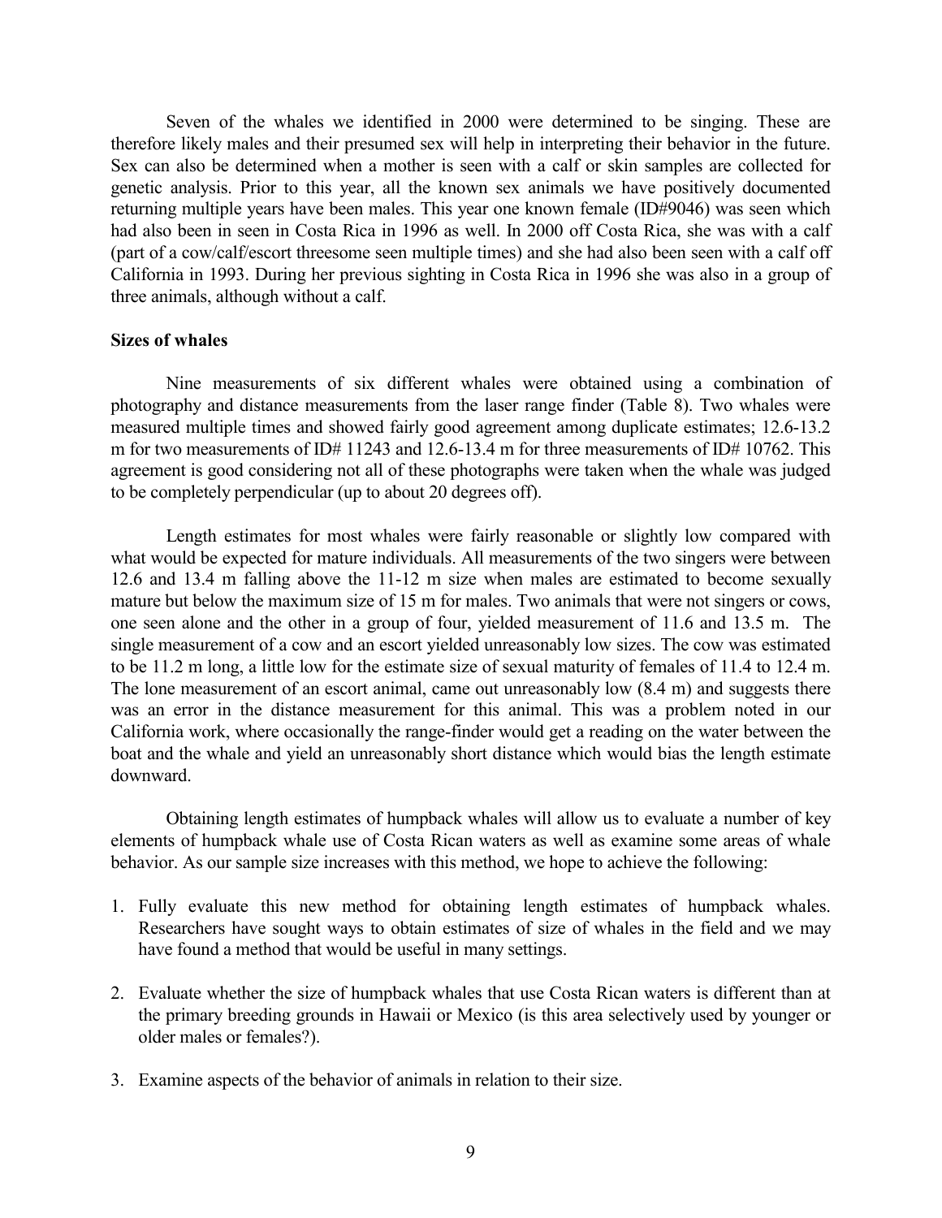Seven of the whales we identified in 2000 were determined to be singing. These are therefore likely males and their presumed sex will help in interpreting their behavior in the future. Sex can also be determined when a mother is seen with a calf or skin samples are collected for genetic analysis. Prior to this year, all the known sex animals we have positively documented returning multiple years have been males. This year one known female (ID#9046) was seen which had also been in seen in Costa Rica in 1996 as well. In 2000 off Costa Rica, she was with a calf (part of a cow/calf/escort threesome seen multiple times) and she had also been seen with a calf off California in 1993. During her previous sighting in Costa Rica in 1996 she was also in a group of three animals, although without a calf.

**Sizes of whales**

Nine measurements of six different whales were obtained using a combination of photography and distance measurements from the laser range finder (Table 8). Two whales were measured multiple times and showed fairly good agreement among duplicate estimates; 12.6-13.2 m for two measurements of ID# 11243 and 12.6-13.4 m for three measurements of ID# 10762. This agreement is good considering not all of these photographs were taken when the whale was judged to be completely perpendicular (up to about 20 degrees off).

Length estimates for most whales were fairly reasonable or slightly low compared with what would be expected for mature individuals. All measurements of the two singers were between 12.6 and 13.4 m falling above the 11-12 m size when males are estimated to become sexually mature but below the maximum size of 15 m for males. Two animals that were not singers or cows, one seen alone and the other in a group of four, yielded measurement of 11.6 and 13.5 m. The single measurement of a cow and an escort yielded unreasonably low sizes. The cow was estimated to be 11.2 m long, a little low for the estimate size of sexual maturity of females of 11.4 to 12.4 m. The lone measurement of an escort animal, came out unreasonably low (8.4 m) and suggests there was an error in the distance measurement for this animal. This was a problem noted in our California work, where occasionally the range-finder would get a reading on the water between the boat and the whale and yield an unreasonably short distance which would bias the length estimate downward.

Obtaining length estimates of humpback whales will allow us to evaluate a number of key elements of humpback whale use of Costa Rican waters as well as examine some areas of whale behavior. As our sample size increases with this method, we hope to achieve the following:

1. Fully evaluate this new method for obtaining length estimates of humpback whales. Researchers have sought ways to obtain estimates of size of whales in the field and we may have found a method that would be useful in many settings.
2. Evaluate whether the size of humpback whales that use Costa Rican waters is different than at the primary breeding grounds in Hawaii or Mexico (is this area selectively used by younger or older males or females?).
3. Examine aspects of the behavior of animals in relation to their size.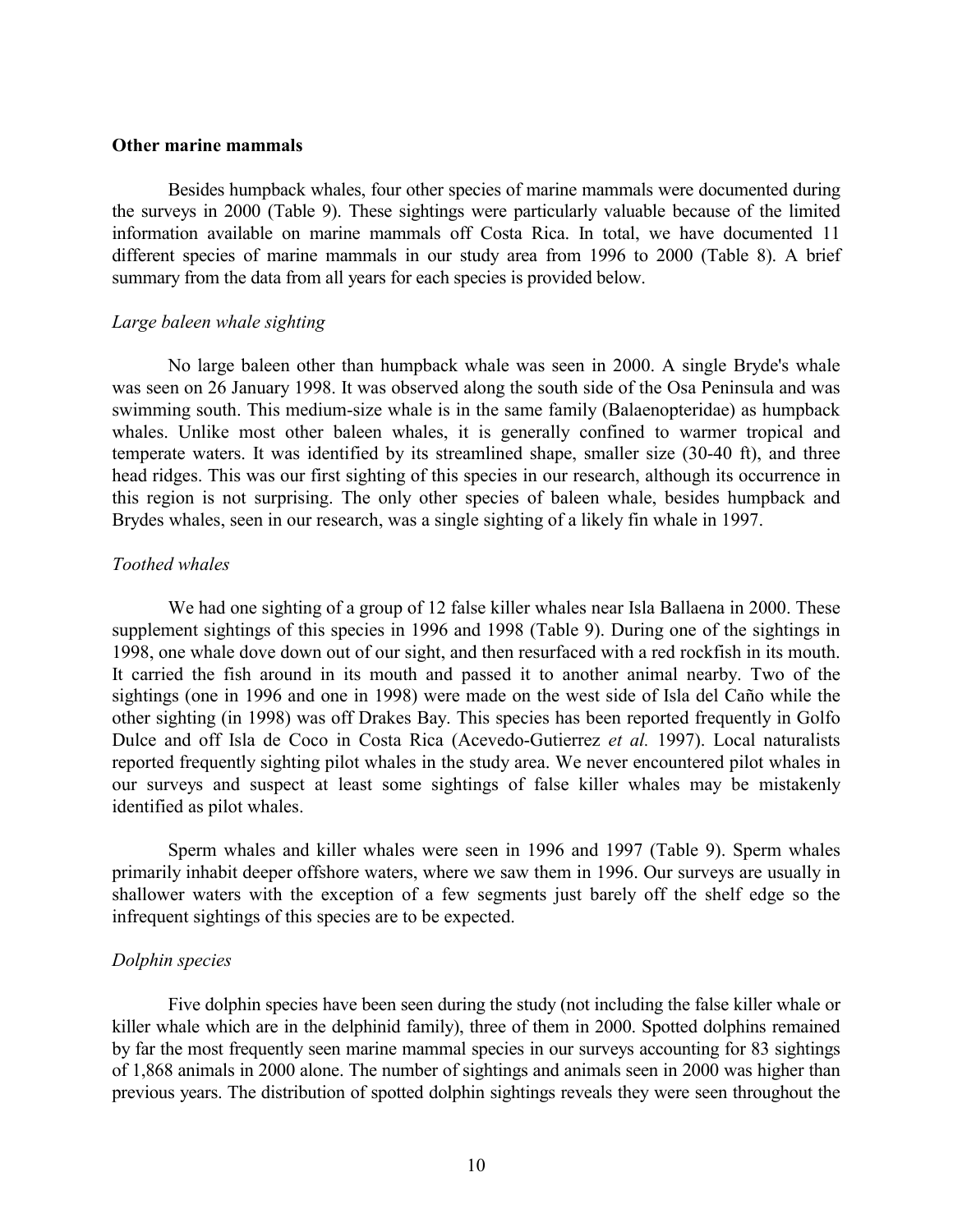## Other marine mammals

Besides humpback whales, four other species of marine mammals were documented during the surveys in 2000 (Table 9). These sightings were particularly valuable because of the limited information available on marine mammals off Costa Rica. In total, we have documented 11 different species of marine mammals in our study area from 1996 to 2000 (Table 8). A brief summary from the data from all years for each species is provided below.

### *Large baleen whale sighting*

No large baleen other than humpback whale was seen in 2000. A single Bryde's whale was seen on 26 January 1998. It was observed along the south side of the Osa Peninsula and was swimming south. This medium-size whale is in the same family (Balaenopteridae) as humpback whales. Unlike most other baleen whales, it is generally confined to warmer tropical and temperate waters. It was identified by its streamlined shape, smaller size (30-40 ft), and three head ridges. This was our first sighting of this species in our research, although its occurrence in this region is not surprising. The only other species of baleen whale, besides humpback and Brydes whales, seen in our research, was a single sighting of a likely fin whale in 1997.

### *Toothed whales*

We had one sighting of a group of 12 false killer whales near Isla Ballaena in 2000. These supplement sightings of this species in 1996 and 1998 (Table 9). During one of the sightings in 1998, one whale dove down out of our sight, and then resurfaced with a red rockfish in its mouth. It carried the fish around in its mouth and passed it to another animal nearby. Two of the sightings (one in 1996 and one in 1998) were made on the west side of Isla del Caño while the other sighting (in 1998) was off Drakes Bay. This species has been reported frequently in Golfo Dulce and off Isla de Coco in Costa Rica (Acevedo-Gutierrez *et al.* 1997). Local naturalists reported frequently sighting pilot whales in the study area. We never encountered pilot whales in our surveys and suspect at least some sightings of false killer whales may be mistakenly identified as pilot whales.

Sperm whales and killer whales were seen in 1996 and 1997 (Table 9). Sperm whales primarily inhabit deeper offshore waters, where we saw them in 1996. Our surveys are usually in shallower waters with the exception of a few segments just barely off the shelf edge so the infrequent sightings of this species are to be expected.

### *Dolphin species*

Five dolphin species have been seen during the study (not including the false killer whale or killer whale which are in the delphinid family), three of them in 2000. Spotted dolphins remained by far the most frequently seen marine mammal species in our surveys accounting for 83 sightings of 1,868 animals in 2000 alone. The number of sightings and animals seen in 2000 was higher than previous years. The distribution of spotted dolphin sightings reveals they were seen throughout the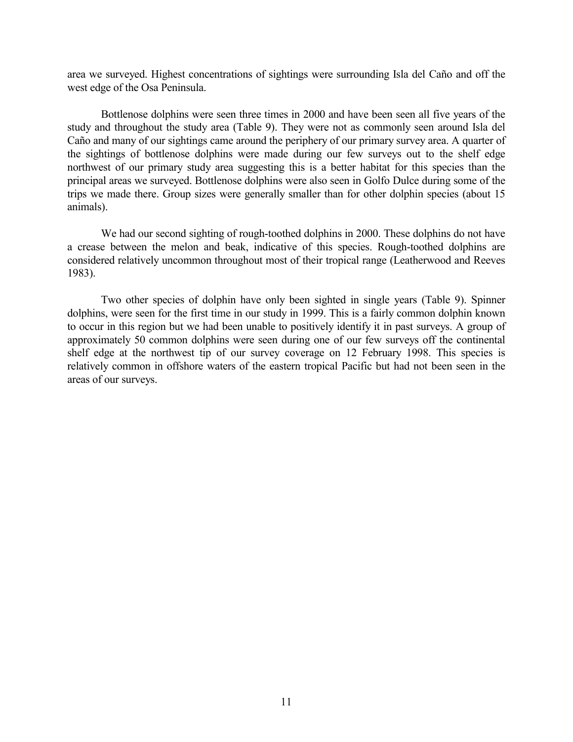area we surveyed. Highest concentrations of sightings were surrounding Isla del Caño and off the west edge of the Osa Peninsula.

Bottlenose dolphins were seen three times in 2000 and have been seen all five years of the study and throughout the study area (Table 9). They were not as commonly seen around Isla del Caño and many of our sightings came around the periphery of our primary survey area. A quarter of the sightings of bottlenose dolphins were made during our few surveys out to the shelf edge northwest of our primary study area suggesting this is a better habitat for this species than the principal areas we surveyed. Bottlenose dolphins were also seen in Golfo Dulce during some of the trips we made there. Group sizes were generally smaller than for other dolphin species (about 15 animals).

We had our second sighting of rough-toothed dolphins in 2000. These dolphins do not have a crease between the melon and beak, indicative of this species. Rough-toothed dolphins are considered relatively uncommon throughout most of their tropical range (Leatherwood and Reeves 1983).

Two other species of dolphin have only been sighted in single years (Table 9). Spinner dolphins, were seen for the first time in our study in 1999. This is a fairly common dolphin known to occur in this region but we had been unable to positively identify it in past surveys. A group of approximately 50 common dolphins were seen during one of our few surveys off the continental shelf edge at the northwest tip of our survey coverage on 12 February 1998. This species is relatively common in offshore waters of the eastern tropical Pacific but had not been seen in the areas of our surveys.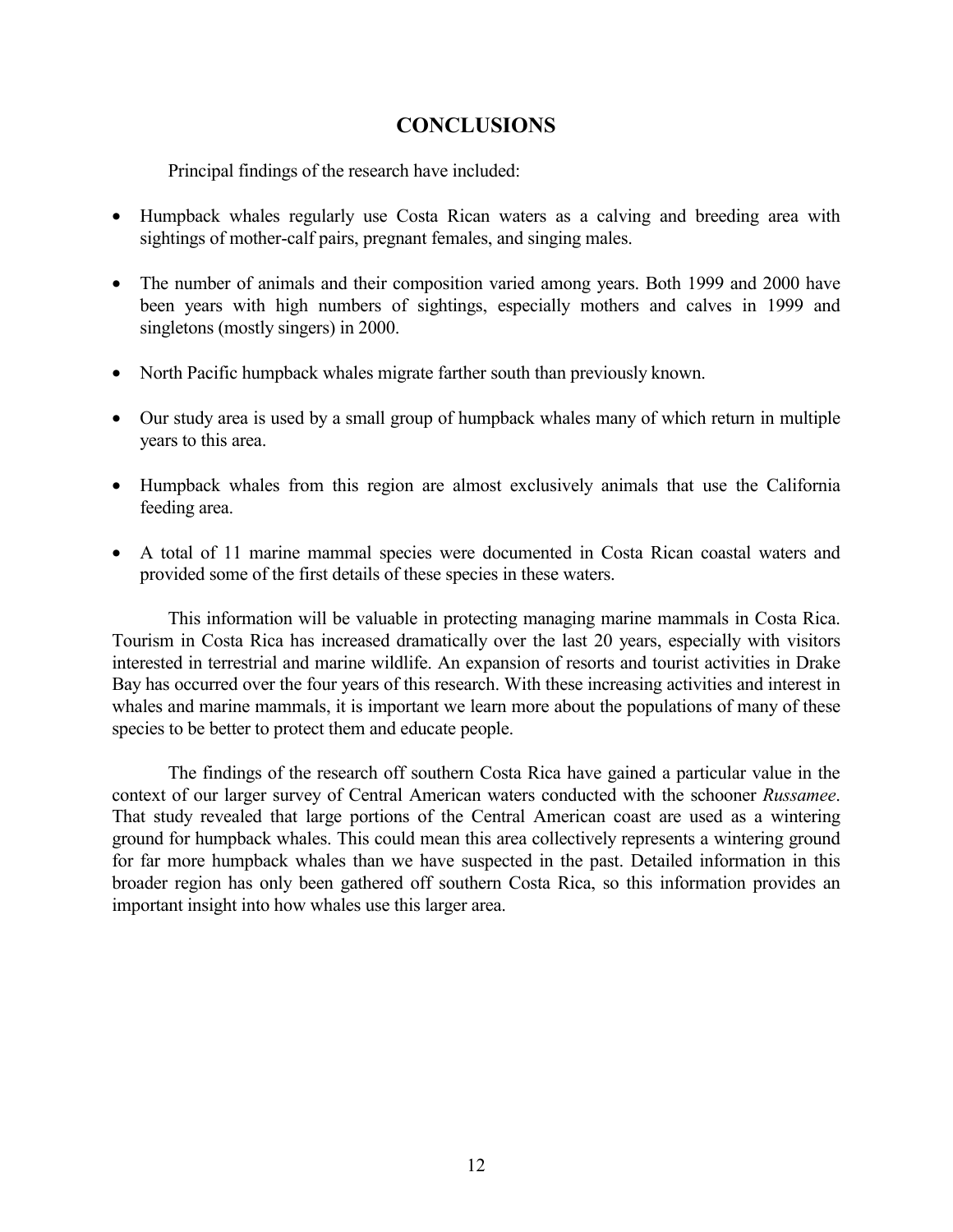# CONCLUSIONS

Principal findings of the research have included:

- Humpback whales regularly use Costa Rican waters as a calving and breeding area with sightings of mother-calf pairs, pregnant females, and singing males.
- The number of animals and their composition varied among years. Both 1999 and 2000 have been years with high numbers of sightings, especially mothers and calves in 1999 and singletons (mostly singers) in 2000.
- North Pacific humpback whales migrate farther south than previously known.
- Our study area is used by a small group of humpback whales many of which return in multiple years to this area.
- Humpback whales from this region are almost exclusively animals that use the California feeding area.
- A total of 11 marine mammal species were documented in Costa Rican coastal waters and provided some of the first details of these species in these waters.

This information will be valuable in protecting managing marine mammals in Costa Rica. Tourism in Costa Rica has increased dramatically over the last 20 years, especially with visitors interested in terrestrial and marine wildlife. An expansion of resorts and tourist activities in Drake Bay has occurred over the four years of this research. With these increasing activities and interest in whales and marine mammals, it is important we learn more about the populations of many of these species to be better to protect them and educate people.

The findings of the research off southern Costa Rica have gained a particular value in the context of our larger survey of Central American waters conducted with the schooner *Russamee*. That study revealed that large portions of the Central American coast are used as a wintering ground for humpback whales. This could mean this area collectively represents a wintering ground for far more humpback whales than we have suspected in the past. Detailed information in this broader region has only been gathered off southern Costa Rica, so this information provides an important insight into how whales use this larger area.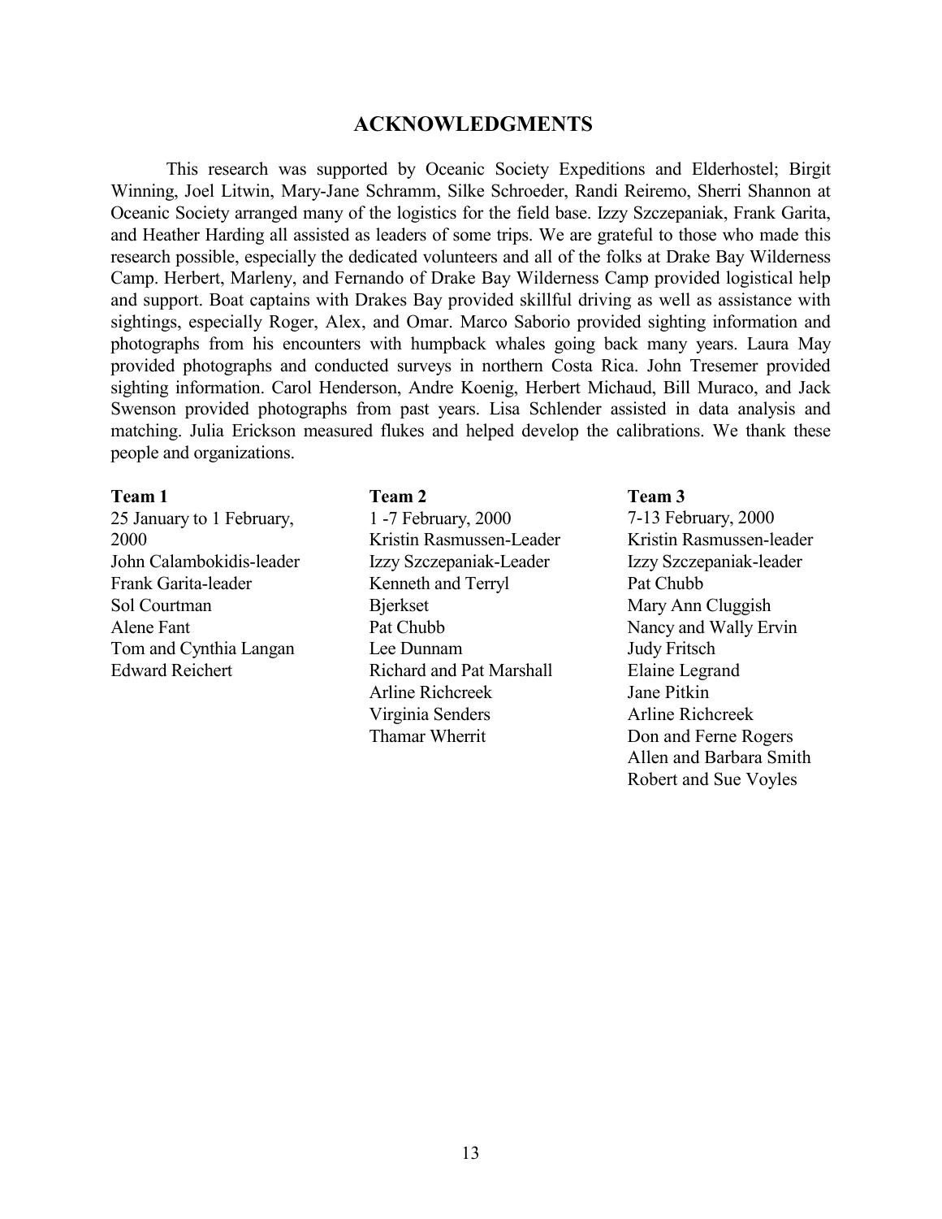## ACKNOWLEDGMENTS

This research was supported by Oceanic Society Expeditions and Elderhostel; Birgit Winning, Joel Litwin, Mary-Jane Schramm, Silke Schroeder, Randi Reiremo, Sherri Shannon at Oceanic Society arranged many of the logistics for the field base. Izzy Szczepaniak, Frank Garita, and Heather Harding all assisted as leaders of some trips. We are grateful to those who made this research possible, especially the dedicated volunteers and all of the folks at Drake Bay Wilderness Camp. Herbert, Marleny, and Fernando of Drake Bay Wilderness Camp provided logistical help and support. Boat captains with Drakes Bay provided skillful driving as well as assistance with sightings, especially Roger, Alex, and Omar. Marco Saborio provided sighting information and photographs from his encounters with humpback whales going back many years. Laura May provided photographs and conducted surveys in northern Costa Rica. John Tresemer provided sighting information. Carol Henderson, Andre Koenig, Herbert Michaud, Bill Muraco, and Jack Swenson provided photographs from past years. Lisa Schlender assisted in data analysis and matching. Julia Erickson measured flukes and helped develop the calibrations. We thank these people and organizations.

**Team 1**
25 January to 1 February, 2000
John Calambokidis-leader
Frank Garita-leader
Sol Courtman
Alene Fant
Tom and Cynthia Langan
Edward Reichert

**Team 2**
1 -7 February, 2000
Kristin Rasmussen-Leader
Izzy Szczepaniak-Leader
Kenneth and Terryl Bjerkset
Pat Chubb
Lee Dunnam
Richard and Pat Marshall
Arline Richcreek
Virginia Senders
Thamar Wherrit

**Team 3**
7-13 February, 2000
Kristin Rasmussen-leader
Izzy Szczepaniak-leader
Pat Chubb
Mary Ann Cluggish
Nancy and Wally Ervin
Judy Fritsch
Elaine Legrand
Jane Pitkin
Arline Richcreek
Don and Ferne Rogers
Allen and Barbara Smith
Robert and Sue Voyles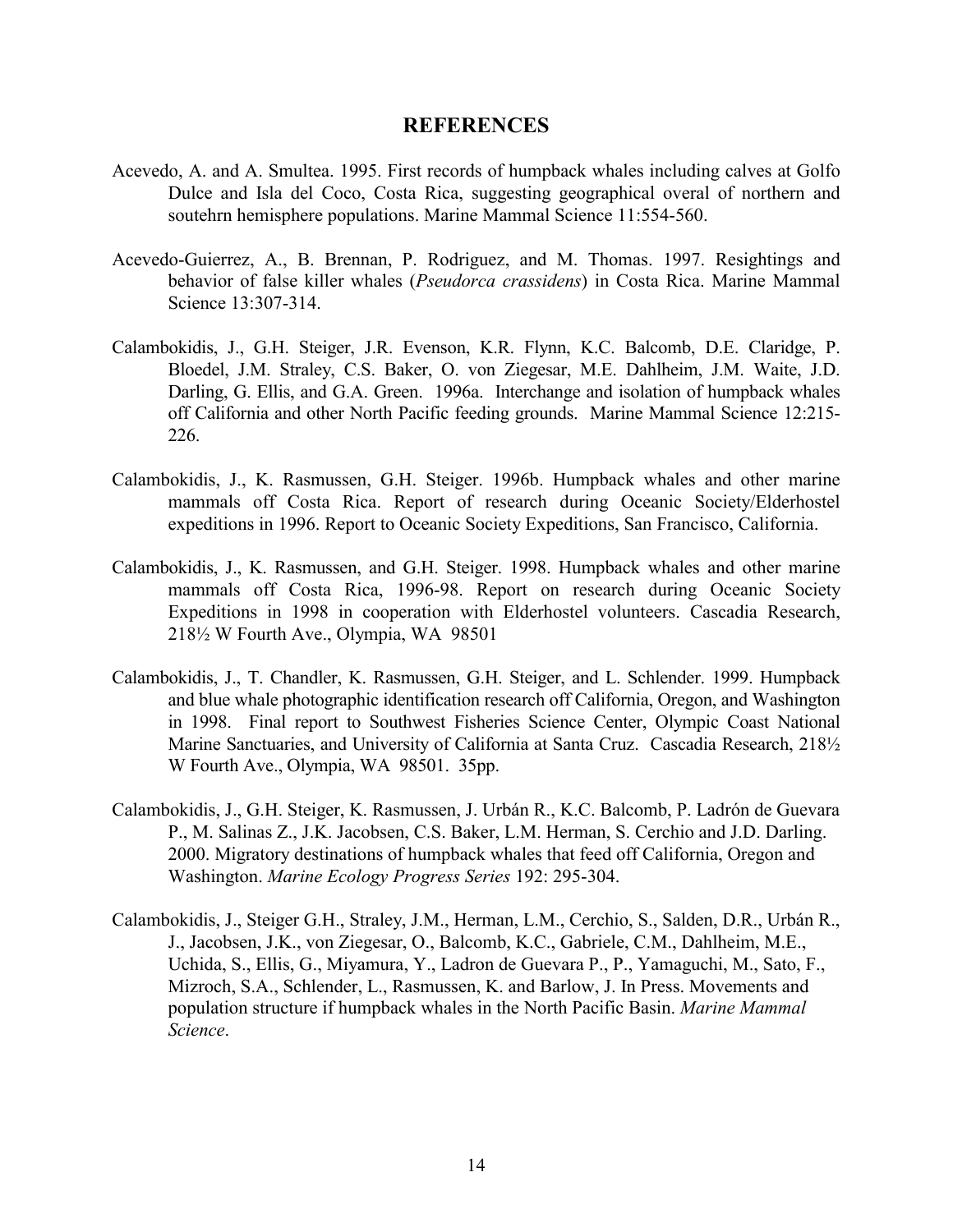## REFERENCES

Acevedo, A. and A. Smultea. 1995. First records of humpback whales including calves at Golfo Dulce and Isla del Coco, Costa Rica, suggesting geographical overal of northern and soutehrn hemisphere populations. Marine Mammal Science 11:554-560.

Acevedo-Guierrez, A., B. Brennan, P. Rodriguez, and M. Thomas. 1997. Resightings and behavior of false killer whales (*Pseudorca crassidens*) in Costa Rica. Marine Mammal Science 13:307-314.

Calambokidis, J., G.H. Steiger, J.R. Evenson, K.R. Flynn, K.C. Balcomb, D.E. Claridge, P. Bloedel, J.M. Straley, C.S. Baker, O. von Ziegesar, M.E. Dahlheim, J.M. Waite, J.D. Darling, G. Ellis, and G.A. Green. 1996a. Interchange and isolation of humpback whales off California and other North Pacific feeding grounds. Marine Mammal Science 12:215-226.

Calambokidis, J., K. Rasmussen, G.H. Steiger. 1996b. Humpback whales and other marine mammals off Costa Rica. Report of research during Oceanic Society/Elderhostel expeditions in 1996. Report to Oceanic Society Expeditions, San Francisco, California.

Calambokidis, J., K. Rasmussen, and G.H. Steiger. 1998. Humpback whales and other marine mammals off Costa Rica, 1996-98. Report on research during Oceanic Society Expeditions in 1998 in cooperation with Elderhostel volunteers. Cascadia Research, 218½ W Fourth Ave., Olympia, WA 98501

Calambokidis, J., T. Chandler, K. Rasmussen, G.H. Steiger, and L. Schlender. 1999. Humpback and blue whale photographic identification research off California, Oregon, and Washington in 1998. Final report to Southwest Fisheries Science Center, Olympic Coast National Marine Sanctuaries, and University of California at Santa Cruz. Cascadia Research, 218½ W Fourth Ave., Olympia, WA 98501. 35pp.

Calambokidis, J., G.H. Steiger, K. Rasmussen, J. Urbán R., K.C. Balcomb, P. Ladrón de Guevara P., M. Salinas Z., J.K. Jacobsen, C.S. Baker, L.M. Herman, S. Cerchio and J.D. Darling. 2000. Migratory destinations of humpback whales that feed off California, Oregon and Washington. *Marine Ecology Progress Series* 192: 295-304.

Calambokidis, J., Steiger G.H., Straley, J.M., Herman, L.M., Cerchio, S., Salden, D.R., Urbán R., J., Jacobsen, J.K., von Ziegesar, O., Balcomb, K.C., Gabriele, C.M., Dahlheim, M.E., Uchida, S., Ellis, G., Miyamura, Y., Ladron de Guevara P., P., Yamaguchi, M., Sato, F., Mizroch, S.A., Schlender, L., Rasmussen, K. and Barlow, J. In Press. Movements and population structure if humpback whales in the North Pacific Basin. *Marine Mammal Science*.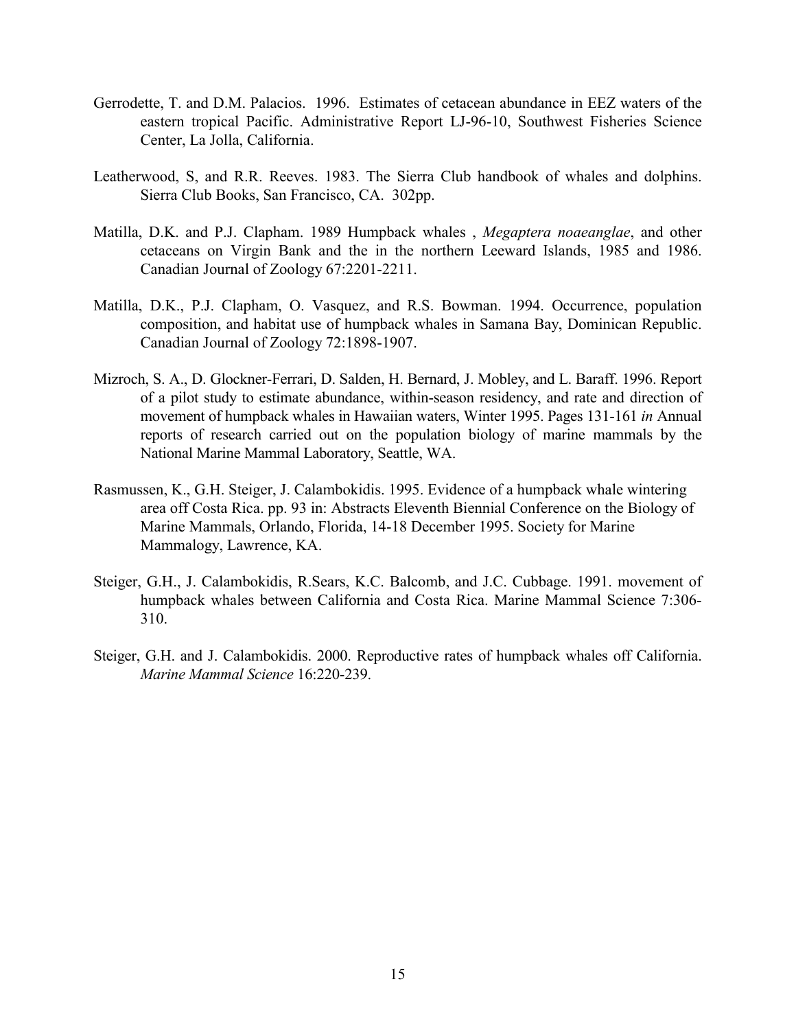Gerrodette, T. and D.M. Palacios. 1996. Estimates of cetacean abundance in EEZ waters of the eastern tropical Pacific. Administrative Report LJ-96-10, Southwest Fisheries Science Center, La Jolla, California.

Leatherwood, S, and R.R. Reeves. 1983. The Sierra Club handbook of whales and dolphins. Sierra Club Books, San Francisco, CA. 302pp.

Matilla, D.K. and P.J. Clapham. 1989 Humpback whales , *Megaptera noaeanglae*, and other cetaceans on Virgin Bank and the in the northern Leeward Islands, 1985 and 1986. Canadian Journal of Zoology 67:2201-2211.

Matilla, D.K., P.J. Clapham, O. Vasquez, and R.S. Bowman. 1994. Occurrence, population composition, and habitat use of humpback whales in Samana Bay, Dominican Republic. Canadian Journal of Zoology 72:1898-1907.

Mizroch, S. A., D. Glockner-Ferrari, D. Salden, H. Bernard, J. Mobley, and L. Baraff. 1996. Report of a pilot study to estimate abundance, within-season residency, and rate and direction of movement of humpback whales in Hawaiian waters, Winter 1995. Pages 131-161 *in* Annual reports of research carried out on the population biology of marine mammals by the National Marine Mammal Laboratory, Seattle, WA.

Rasmussen, K., G.H. Steiger, J. Calambokidis. 1995. Evidence of a humpback whale wintering area off Costa Rica. pp. 93 in: Abstracts Eleventh Biennial Conference on the Biology of Marine Mammals, Orlando, Florida, 14-18 December 1995. Society for Marine Mammalogy, Lawrence, KA.

Steiger, G.H., J. Calambokidis, R.Sears, K.C. Balcomb, and J.C. Cubbage. 1991. movement of humpback whales between California and Costa Rica. Marine Mammal Science 7:306-310.

Steiger, G.H. and J. Calambokidis. 2000. Reproductive rates of humpback whales off California. *Marine Mammal Science* 16:220-239.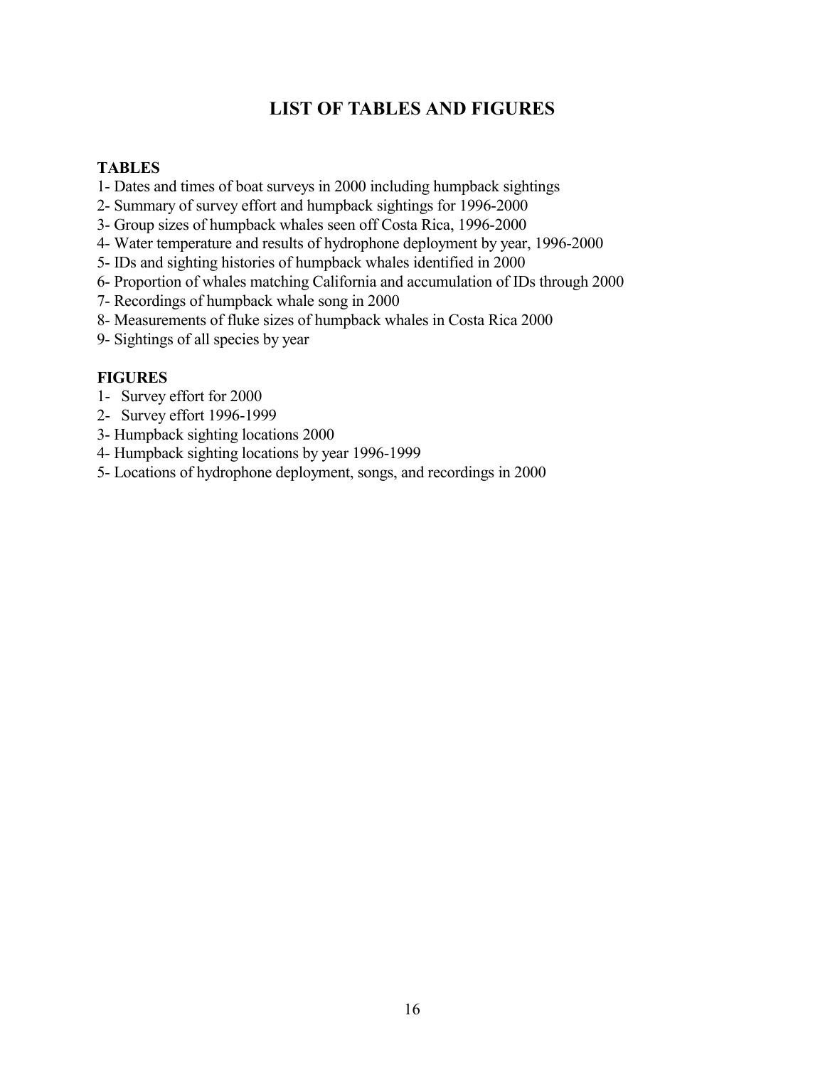# LIST OF TABLES AND FIGURES

**TABLES**

1- Dates and times of boat surveys in 2000 including humpback sightings
2- Summary of survey effort and humpback sightings for 1996-2000
3- Group sizes of humpback whales seen off Costa Rica, 1996-2000
4- Water temperature and results of hydrophone deployment by year, 1996-2000
5- IDs and sighting histories of humpback whales identified in 2000
6- Proportion of whales matching California and accumulation of IDs through 2000
7- Recordings of humpback whale song in 2000
8- Measurements of fluke sizes of humpback whales in Costa Rica 2000
9- Sightings of all species by year

**FIGURES**

1- Survey effort for 2000
2- Survey effort 1996-1999
3- Humpback sighting locations 2000
4- Humpback sighting locations by year 1996-1999
5- Locations of hydrophone deployment, songs, and recordings in 2000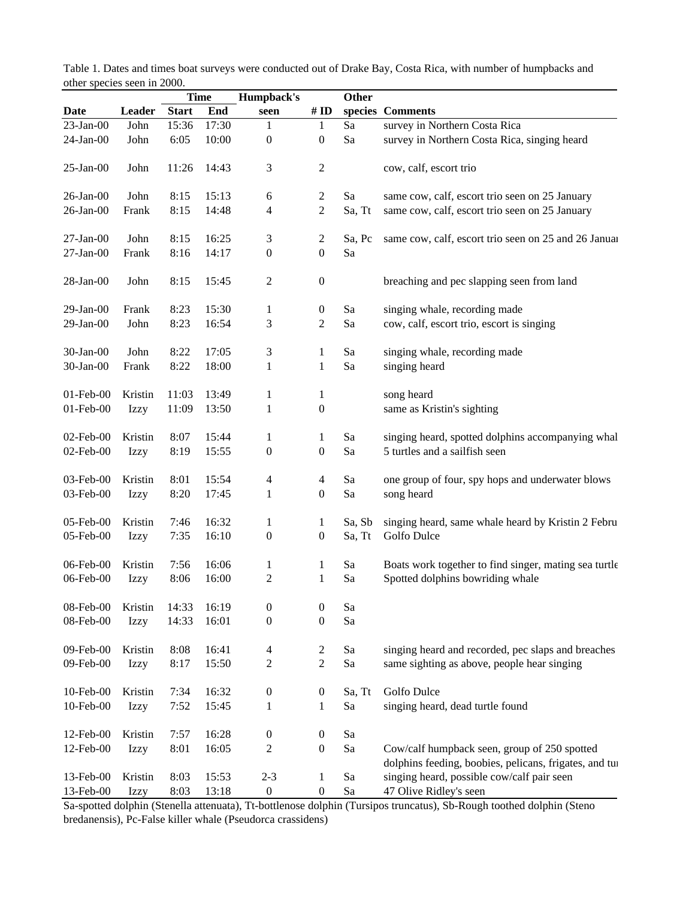Table 1. Dates and times boat surveys were conducted out of Drake Bay, Costa Rica, with number of humpbacks and other species seen in 2000.

| | | Time | | Humpback's | | Other | |
|---|---|---|---|---|---|---|---|
| Date | Leader | Start | End | seen | # ID | species | Comments |
| 23-Jan-00 | John | 15:36 | 17:30 | 1 | 1 | Sa | survey in Northern Costa Rica |
| 24-Jan-00 | John | 6:05 | 10:00 | 0 | 0 | Sa | survey in Northern Costa Rica, singing heard |
| 25-Jan-00 | John | 11:26 | 14:43 | 3 | 2 | | cow, calf, escort trio |
| 26-Jan-00 | John | 8:15 | 15:13 | 6 | 2 | Sa | same cow, calf, escort trio seen on 25 January |
| 26-Jan-00 | Frank | 8:15 | 14:48 | 4 | 2 | Sa, Tt | same cow, calf, escort trio seen on 25 January |
| 27-Jan-00 | John | 8:15 | 16:25 | 3 | 2 | Sa, Pc | same cow, calf, escort trio seen on 25 and 26 Januar |
| 27-Jan-00 | Frank | 8:16 | 14:17 | 0 | 0 | Sa | |
| 28-Jan-00 | John | 8:15 | 15:45 | 2 | 0 | | breaching and pec slapping seen from land |
| 29-Jan-00 | Frank | 8:23 | 15:30 | 1 | 0 | Sa | singing whale, recording made |
| 29-Jan-00 | John | 8:23 | 16:54 | 3 | 2 | Sa | cow, calf, escort trio, escort is singing |
| 30-Jan-00 | John | 8:22 | 17:05 | 3 | 1 | Sa | singing whale, recording made |
| 30-Jan-00 | Frank | 8:22 | 18:00 | 1 | 1 | Sa | singing heard |
| 01-Feb-00 | Kristin | 11:03 | 13:49 | 1 | 1 | | song heard |
| 01-Feb-00 | Izzy | 11:09 | 13:50 | 1 | 0 | | same as Kristin's sighting |
| 02-Feb-00 | Kristin | 8:07 | 15:44 | 1 | 1 | Sa | singing heard, spotted dolphins accompanying whal |
| 02-Feb-00 | Izzy | 8:19 | 15:55 | 0 | 0 | Sa | 5 turtles and a sailfish seen |
| 03-Feb-00 | Kristin | 8:01 | 15:54 | 4 | 4 | Sa | one group of four, spy hops and underwater blows |
| 03-Feb-00 | Izzy | 8:20 | 17:45 | 1 | 0 | Sa | song heard |
| 05-Feb-00 | Kristin | 7:46 | 16:32 | 1 | 1 | Sa, Sb | singing heard, same whale heard by Kristin 2 Febru |
| 05-Feb-00 | Izzy | 7:35 | 16:10 | 0 | 0 | Sa, Tt | Golfo Dulce |
| 06-Feb-00 | Kristin | 7:56 | 16:06 | 1 | 1 | Sa | Boats work together to find singer, mating sea turtle |
| 06-Feb-00 | Izzy | 8:06 | 16:00 | 2 | 1 | Sa | Spotted dolphins bowriding whale |
| 08-Feb-00 | Kristin | 14:33 | 16:19 | 0 | 0 | Sa | |
| 08-Feb-00 | Izzy | 14:33 | 16:01 | 0 | 0 | Sa | |
| 09-Feb-00 | Kristin | 8:08 | 16:41 | 4 | 2 | Sa | singing heard and recorded, pec slaps and breaches |
| 09-Feb-00 | Izzy | 8:17 | 15:50 | 2 | 2 | Sa | same sighting as above, people hear singing |
| 10-Feb-00 | Kristin | 7:34 | 16:32 | 0 | 0 | Sa, Tt | Golfo Dulce |
| 10-Feb-00 | Izzy | 7:52 | 15:45 | 1 | 1 | Sa | singing heard, dead turtle found |
| 12-Feb-00 | Kristin | 7:57 | 16:28 | 0 | 0 | Sa | |
| 12-Feb-00 | Izzy | 8:01 | 16:05 | 2 | 0 | Sa | Cow/calf humpback seen, group of 250 spotted dolphins feeding, boobies, pelicans, frigates, and tu |
| 13-Feb-00 | Kristin | 8:03 | 15:53 | 2-3 | 1 | Sa | singing heard, possible cow/calf pair seen |
| 13-Feb-00 | Izzy | 8:03 | 13:18 | 0 | 0 | Sa | 47 Olive Ridley's seen |

Sa-spotted dolphin (Stenella attenuata), Tt-bottlenose dolphin (Tursipos truncatus), Sb-Rough toothed dolphin (Steno bredanensis), Pc-False killer whale (Pseudorca crassidens)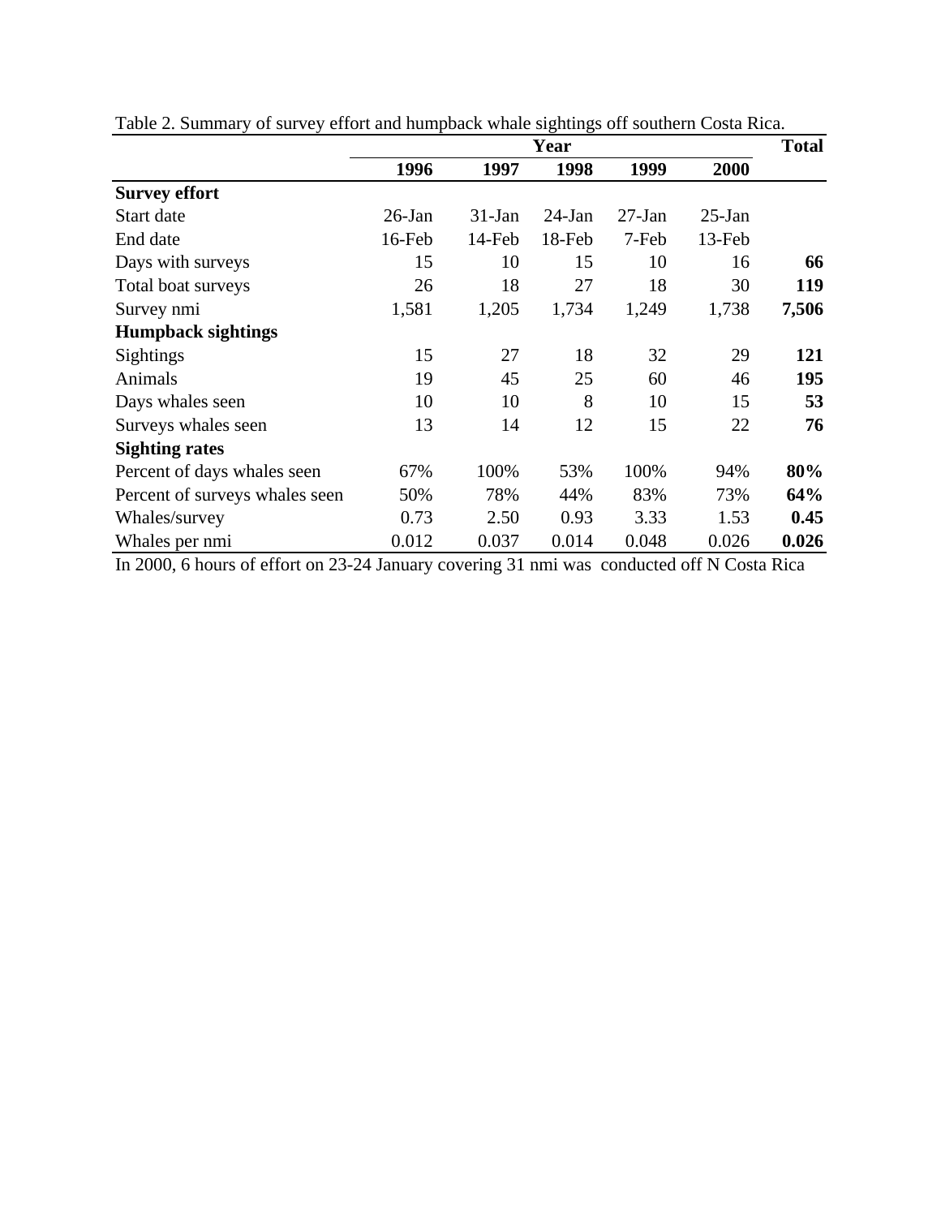Table 2. Summary of survey effort and humpback whale sightings off southern Costa Rica.

| | Year | | | | | Total |
|---|---|---|---|---|---|---|
| | 1996 | 1997 | 1998 | 1999 | 2000 | |
| **Survey effort** | | | | | | |
| Start date | 26-Jan | 31-Jan | 24-Jan | 27-Jan | 25-Jan | |
| End date | 16-Feb | 14-Feb | 18-Feb | 7-Feb | 13-Feb | |
| Days with surveys | 15 | 10 | 15 | 10 | 16 | **66** |
| Total boat surveys | 26 | 18 | 27 | 18 | 30 | **119** |
| Survey nmi | 1,581 | 1,205 | 1,734 | 1,249 | 1,738 | **7,506** |
| **Humpback sightings** | | | | | | |
| Sightings | 15 | 27 | 18 | 32 | 29 | **121** |
| Animals | 19 | 45 | 25 | 60 | 46 | **195** |
| Days whales seen | 10 | 10 | 8 | 10 | 15 | **53** |
| Surveys whales seen | 13 | 14 | 12 | 15 | 22 | **76** |
| **Sighting rates** | | | | | | |
| Percent of days whales seen | 67% | 100% | 53% | 100% | 94% | **80%** |
| Percent of surveys whales seen | 50% | 78% | 44% | 83% | 73% | **64%** |
| Whales/survey | 0.73 | 2.50 | 0.93 | 3.33 | 1.53 | **0.45** |
| Whales per nmi | 0.012 | 0.037 | 0.014 | 0.048 | 0.026 | **0.026** |

In 2000, 6 hours of effort on 23-24 January covering 31 nmi was conducted off N Costa Rica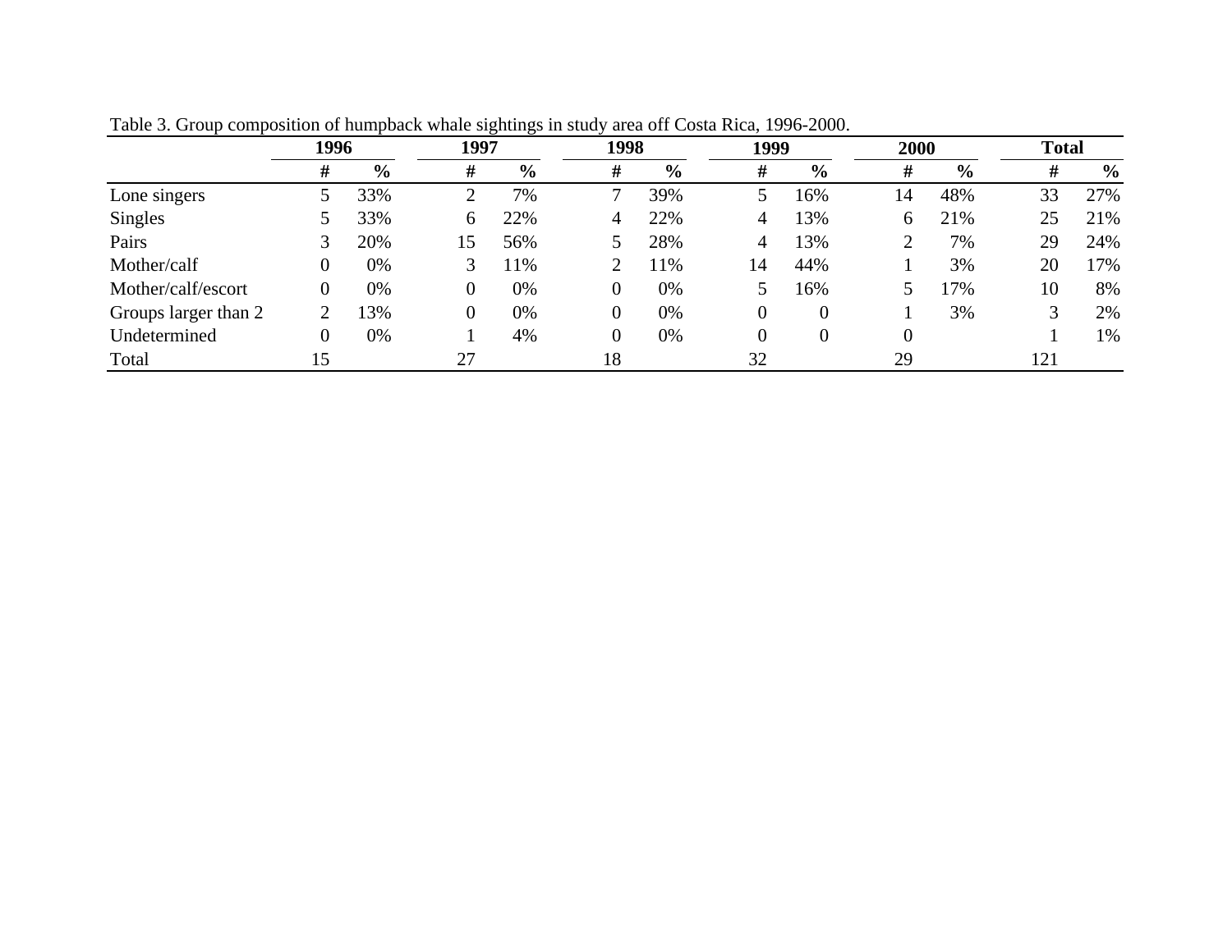Table 3. Group composition of humpback whale sightings in study area off Costa Rica, 1996-2000.

| | 1996 | | 1997 | | 1998 | | 1999 | | 2000 | | Total | |
|---|---|---|---|---|---|---|---|---|---|---|---|---|
| | # | % | # | % | # | % | # | % | # | % | # | % |
| Lone singers | 5 | 33% | 2 | 7% | 7 | 39% | 5 | 16% | 14 | 48% | 33 | 27% |
| Singles | 5 | 33% | 6 | 22% | 4 | 22% | 4 | 13% | 6 | 21% | 25 | 21% |
| Pairs | 3 | 20% | 15 | 56% | 5 | 28% | 4 | 13% | 2 | 7% | 29 | 24% |
| Mother/calf | 0 | 0% | 3 | 11% | 2 | 11% | 14 | 44% | 1 | 3% | 20 | 17% |
| Mother/calf/escort | 0 | 0% | 0 | 0% | 0 | 0% | 5 | 16% | 5 | 17% | 10 | 8% |
| Groups larger than 2 | 2 | 13% | 0 | 0% | 0 | 0% | 0 | 0 | 1 | 3% | 3 | 2% |
| Undetermined | 0 | 0% | 1 | 4% | 0 | 0% | 0 | 0 | 0 | | 1 | 1% |
| Total | 15 | | 27 | | 18 | | 32 | | 29 | | 121 | |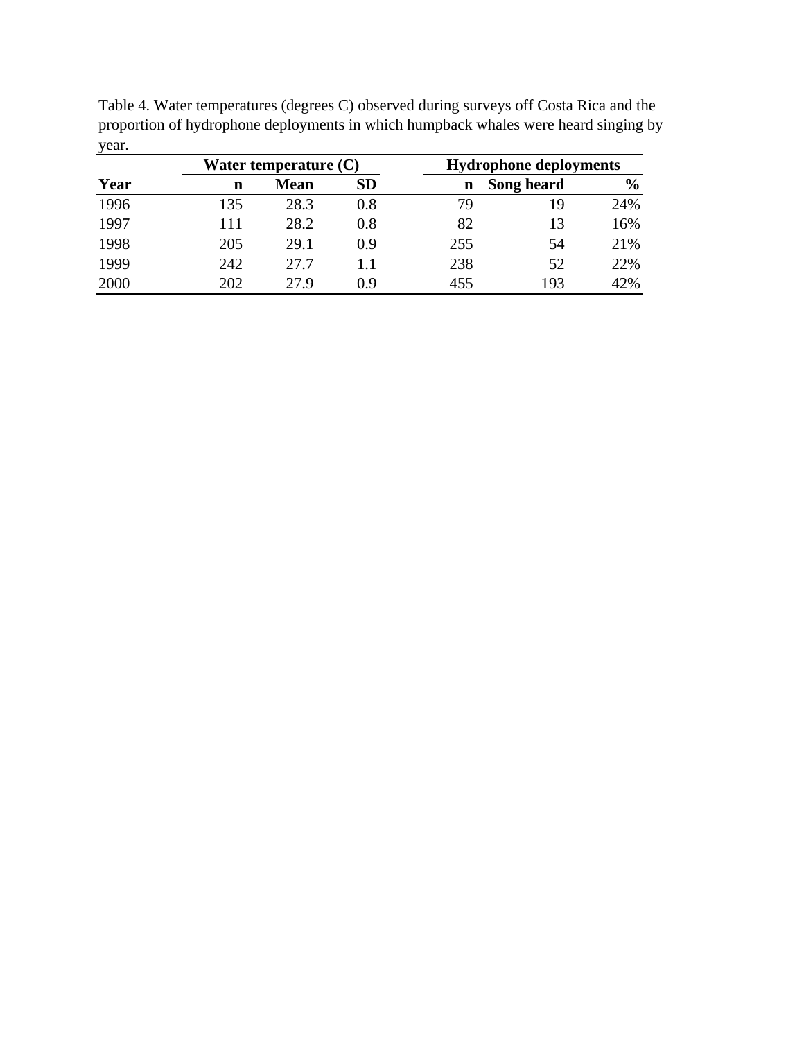Table 4. Water temperatures (degrees C) observed during surveys off Costa Rica and the proportion of hydrophone deployments in which humpback whales were heard singing by year.

| | Water temperature (C) | | | Hydrophone deployments | | |
|---|---|---|---|---|---|---|
| **Year** | **n** | **Mean** | **SD** | **n** | **Song heard** | **%** |
| 1996 | 135 | 28.3 | 0.8 | 79 | 19 | 24% |
| 1997 | 111 | 28.2 | 0.8 | 82 | 13 | 16% |
| 1998 | 205 | 29.1 | 0.9 | 255 | 54 | 21% |
| 1999 | 242 | 27.7 | 1.1 | 238 | 52 | 22% |
| 2000 | 202 | 27.9 | 0.9 | 455 | 193 | 42% |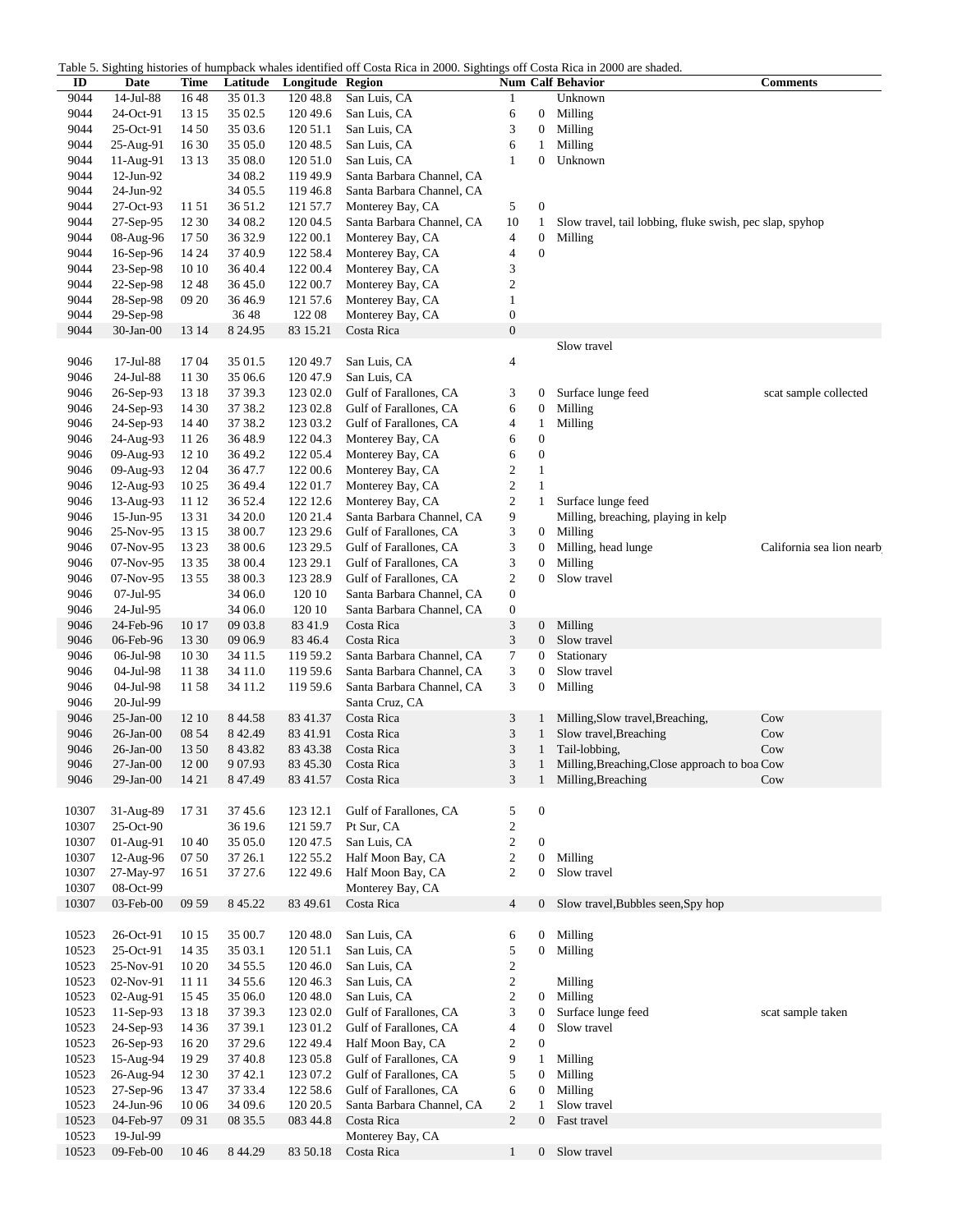Table 5. Sighting histories of humpback whales identified off Costa Rica in 2000. Sightings off Costa Rica in 2000 are shaded.

| ID | Date | Time | Latitude | Longitude | Region | Num | Calf | Behavior | Comments |
|---|---|---|---|---|---|---|---|---|---|
| 9044 | 14-Jul-88 | 16 48 | 35 01.3 | 120 48.8 | San Luis, CA | 1 | | Unknown | |
| 9044 | 24-Oct-91 | 13 15 | 35 02.5 | 120 49.6 | San Luis, CA | 6 | 0 | Milling | |
| 9044 | 25-Oct-91 | 14 50 | 35 03.6 | 120 51.1 | San Luis, CA | 3 | 0 | Milling | |
| 9044 | 25-Aug-91 | 16 30 | 35 05.0 | 120 48.5 | San Luis, CA | 6 | 1 | Milling | |
| 9044 | 11-Aug-91 | 13 13 | 35 08.0 | 120 51.0 | San Luis, CA | 1 | 0 | Unknown | |
| 9044 | 12-Jun-92 | | 34 08.2 | 119 49.9 | Santa Barbara Channel, CA | | | | |
| 9044 | 24-Jun-92 | | 34 05.5 | 119 46.8 | Santa Barbara Channel, CA | | | | |
| 9044 | 27-Oct-93 | 11 51 | 36 51.2 | 121 57.7 | Monterey Bay, CA | 5 | 0 | | |
| 9044 | 27-Sep-95 | 12 30 | 34 08.2 | 120 04.5 | Santa Barbara Channel, CA | 10 | 1 | Slow travel, tail lobbing, fluke swish, pec slap, spyhop | |
| 9044 | 08-Aug-96 | 17 50 | 36 32.9 | 122 00.1 | Monterey Bay, CA | 4 | 0 | Milling | |
| 9044 | 16-Sep-96 | 14 24 | 37 40.9 | 122 58.4 | Monterey Bay, CA | 4 | 0 | | |
| 9044 | 23-Sep-98 | 10 10 | 36 40.4 | 122 00.4 | Monterey Bay, CA | 3 | | | |
| 9044 | 22-Sep-98 | 12 48 | 36 45.0 | 122 00.7 | Monterey Bay, CA | 2 | | | |
| 9044 | 28-Sep-98 | 09 20 | 36 46.9 | 121 57.6 | Monterey Bay, CA | 1 | | | |
| 9044 | 29-Sep-98 | | 36 48 | 122 08 | Monterey Bay, CA | 0 | | | |
| 9044 | 30-Jan-00 | 13 14 | 8 24.95 | 83 15.21 | Costa Rica | 0 | | | |
| | | | | | | | | Slow travel | |
| 9046 | 17-Jul-88 | 17 04 | 35 01.5 | 120 49.7 | San Luis, CA | 4 | | | |
| 9046 | 24-Jul-88 | 11 30 | 35 06.6 | 120 47.9 | San Luis, CA | | | | |
| 9046 | 26-Sep-93 | 13 18 | 37 39.3 | 123 02.0 | Gulf of Farallones, CA | 3 | 0 | Surface lunge feed | scat sample collected |
| 9046 | 24-Sep-93 | 14 30 | 37 38.2 | 123 02.8 | Gulf of Farallones, CA | 6 | 0 | Milling | |
| 9046 | 24-Sep-93 | 14 40 | 37 38.2 | 123 03.2 | Gulf of Farallones, CA | 4 | 1 | Milling | |
| 9046 | 24-Aug-93 | 11 26 | 36 48.9 | 122 04.3 | Monterey Bay, CA | 6 | 0 | | |
| 9046 | 09-Aug-93 | 12 10 | 36 49.2 | 122 05.4 | Monterey Bay, CA | 6 | 0 | | |
| 9046 | 09-Aug-93 | 12 04 | 36 47.7 | 122 00.6 | Monterey Bay, CA | 2 | 1 | | |
| 9046 | 12-Aug-93 | 10 25 | 36 49.4 | 122 01.7 | Monterey Bay, CA | 2 | 1 | | |
| 9046 | 13-Aug-93 | 11 12 | 36 52.4 | 122 12.6 | Monterey Bay, CA | 2 | 1 | Surface lunge feed | |
| 9046 | 15-Jun-95 | 13 31 | 34 20.0 | 120 21.4 | Santa Barbara Channel, CA | 9 | | Milling, breaching, playing in kelp | |
| 9046 | 25-Nov-95 | 13 15 | 38 00.7 | 123 29.6 | Gulf of Farallones, CA | 3 | 0 | Milling | |
| 9046 | 07-Nov-95 | 13 23 | 38 00.6 | 123 29.5 | Gulf of Farallones, CA | 3 | 0 | Milling, head lunge | California sea lion nearb |
| 9046 | 07-Nov-95 | 13 35 | 38 00.4 | 123 29.1 | Gulf of Farallones, CA | 3 | 0 | Milling | |
| 9046 | 07-Nov-95 | 13 55 | 38 00.3 | 123 28.9 | Gulf of Farallones, CA | 2 | 0 | Slow travel | |
| 9046 | 07-Jul-95 | | 34 06.0 | 120 10 | Santa Barbara Channel, CA | 0 | | | |
| 9046 | 24-Jul-95 | | 34 06.0 | 120 10 | Santa Barbara Channel, CA | 0 | | | |
| 9046 | 24-Feb-96 | 10 17 | 09 03.8 | 83 41.9 | Costa Rica | 3 | 0 | Milling | |
| 9046 | 06-Feb-96 | 13 30 | 09 06.9 | 83 46.4 | Costa Rica | 3 | 0 | Slow travel | |
| 9046 | 06-Jul-98 | 10 30 | 34 11.5 | 119 59.2 | Santa Barbara Channel, CA | 7 | 0 | Stationary | |
| 9046 | 04-Jul-98 | 11 38 | 34 11.0 | 119 59.6 | Santa Barbara Channel, CA | 3 | 0 | Slow travel | |
| 9046 | 04-Jul-98 | 11 58 | 34 11.2 | 119 59.6 | Santa Barbara Channel, CA | 3 | 0 | Milling | |
| 9046 | 20-Jul-99 | | | | Santa Cruz, CA | | | | |
| 9046 | 25-Jan-00 | 12 10 | 8 44.58 | 83 41.37 | Costa Rica | 3 | 1 | Milling,Slow travel,Breaching, | Cow |
| 9046 | 26-Jan-00 | 08 54 | 8 42.49 | 83 41.91 | Costa Rica | 3 | 1 | Slow travel,Breaching | Cow |
| 9046 | 26-Jan-00 | 13 50 | 8 43.82 | 83 43.38 | Costa Rica | 3 | 1 | Tail-lobbing, | Cow |
| 9046 | 27-Jan-00 | 12 00 | 9 07.93 | 83 45.30 | Costa Rica | 3 | 1 | Milling,Breaching,Close approach to boa | Cow |
| 9046 | 29-Jan-00 | 14 21 | 8 47.49 | 83 41.57 | Costa Rica | 3 | 1 | Milling,Breaching | Cow |
| | | | | | | | | | |
| 10307 | 31-Aug-89 | 17 31 | 37 45.6 | 123 12.1 | Gulf of Farallones, CA | 5 | 0 | | |
| 10307 | 25-Oct-90 | | 36 19.6 | 121 59.7 | Pt Sur, CA | 2 | | | |
| 10307 | 01-Aug-91 | 10 40 | 35 05.0 | 120 47.5 | San Luis, CA | 2 | 0 | | |
| 10307 | 12-Aug-96 | 07 50 | 37 26.1 | 122 55.2 | Half Moon Bay, CA | 2 | 0 | Milling | |
| 10307 | 27-May-97 | 16 51 | 37 27.6 | 122 49.6 | Half Moon Bay, CA | 2 | 0 | Slow travel | |
| 10307 | 08-Oct-99 | | | | Monterey Bay, CA | | | | |
| 10307 | 03-Feb-00 | 09 59 | 8 45.22 | 83 49.61 | Costa Rica | 4 | 0 | Slow travel,Bubbles seen,Spy hop | |
| | | | | | | | | | |
| 10523 | 26-Oct-91 | 10 15 | 35 00.7 | 120 48.0 | San Luis, CA | 6 | 0 | Milling | |
| 10523 | 25-Oct-91 | 14 35 | 35 03.1 | 120 51.1 | San Luis, CA | 5 | 0 | Milling | |
| 10523 | 25-Nov-91 | 10 20 | 34 55.5 | 120 46.0 | San Luis, CA | 2 | | | |
| 10523 | 02-Nov-91 | 11 11 | 34 55.6 | 120 46.3 | San Luis, CA | 2 | | Milling | |
| 10523 | 02-Aug-91 | 15 45 | 35 06.0 | 120 48.0 | San Luis, CA | 2 | 0 | Milling | |
| 10523 | 11-Sep-93 | 13 18 | 37 39.3 | 123 02.0 | Gulf of Farallones, CA | 3 | 0 | Surface lunge feed | scat sample taken |
| 10523 | 24-Sep-93 | 14 36 | 37 39.1 | 123 01.2 | Gulf of Farallones, CA | 4 | 0 | Slow travel | |
| 10523 | 26-Sep-93 | 16 20 | 37 29.6 | 122 49.4 | Half Moon Bay, CA | 2 | 0 | | |
| 10523 | 15-Aug-94 | 19 29 | 37 40.8 | 123 05.8 | Gulf of Farallones, CA | 9 | 1 | Milling | |
| 10523 | 26-Aug-94 | 12 30 | 37 42.1 | 123 07.2 | Gulf of Farallones, CA | 5 | 0 | Milling | |
| 10523 | 27-Sep-96 | 13 47 | 37 33.4 | 122 58.6 | Gulf of Farallones, CA | 6 | 0 | Milling | |
| 10523 | 24-Jun-96 | 10 06 | 34 09.6 | 120 20.5 | Santa Barbara Channel, CA | 2 | 1 | Slow travel | |
| 10523 | 04-Feb-97 | 09 31 | 08 35.5 | 083 44.8 | Costa Rica | 2 | 0 | Fast travel | |
| 10523 | 19-Jul-99 | | | | Monterey Bay, CA | | | | |
| 10523 | 09-Feb-00 | 10 46 | 8 44.29 | 83 50.18 | Costa Rica | 1 | 0 | Slow travel | |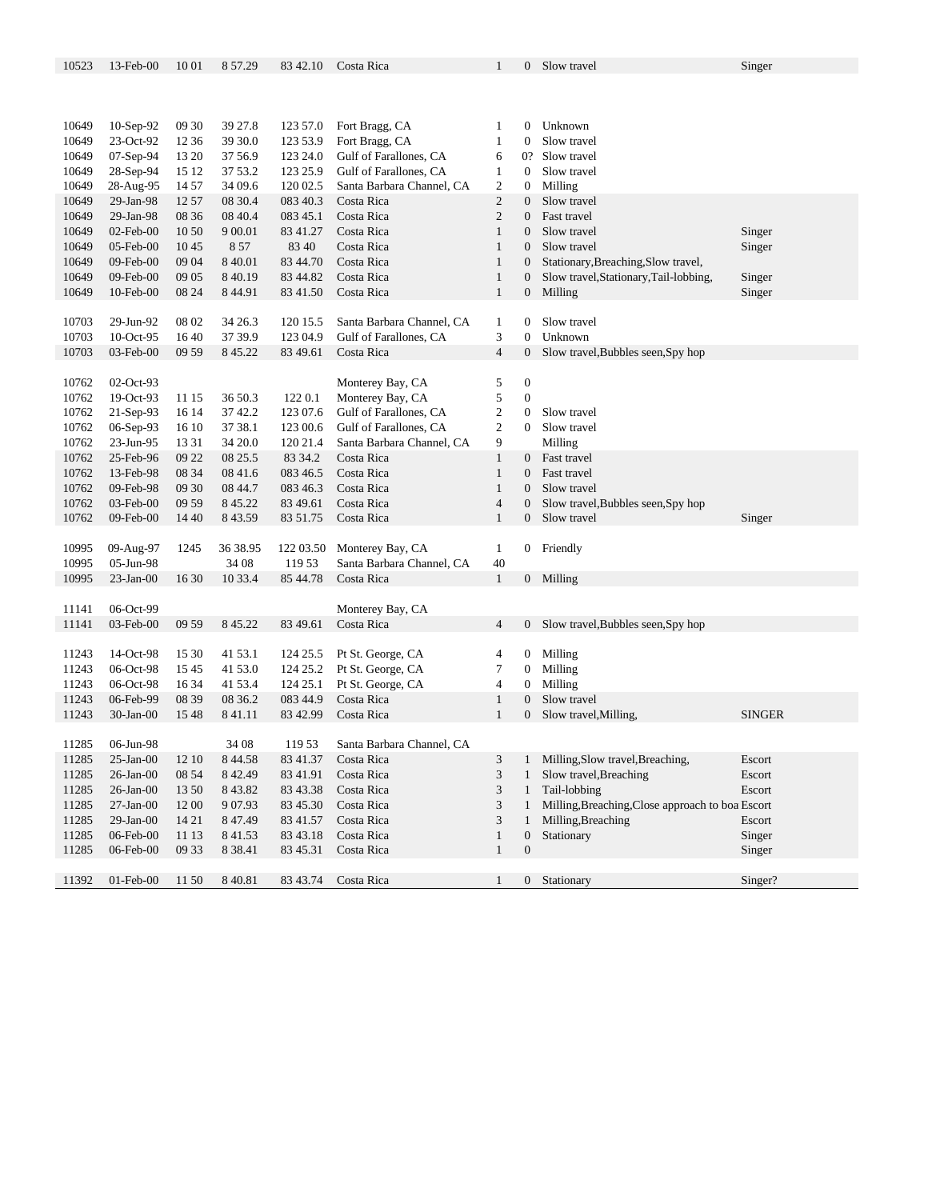| | | | | | | | | | |
|---|---|---|---|---|---|---|---|---|---|
| 10523 | 13-Feb-00 | 10 01 | 8 57.29 | 83 42.10 | Costa Rica | 1 | 0 | Slow travel | Singer |
| | | | | | | | | | |
| 10649 | 10-Sep-92 | 09 30 | 39 27.8 | 123 57.0 | Fort Bragg, CA | 1 | 0 | Unknown | |
| 10649 | 23-Oct-92 | 12 36 | 39 30.0 | 123 53.9 | Fort Bragg, CA | 1 | 0 | Slow travel | |
| 10649 | 07-Sep-94 | 13 20 | 37 56.9 | 123 24.0 | Gulf of Farallones, CA | 6 | 0? | Slow travel | |
| 10649 | 28-Sep-94 | 15 12 | 37 53.2 | 123 25.9 | Gulf of Farallones, CA | 1 | 0 | Slow travel | |
| 10649 | 28-Aug-95 | 14 57 | 34 09.6 | 120 02.5 | Santa Barbara Channel, CA | 2 | 0 | Milling | |
| 10649 | 29-Jan-98 | 12 57 | 08 30.4 | 083 40.3 | Costa Rica | 2 | 0 | Slow travel | |
| 10649 | 29-Jan-98 | 08 36 | 08 40.4 | 083 45.1 | Costa Rica | 2 | 0 | Fast travel | |
| 10649 | 02-Feb-00 | 10 50 | 9 00.01 | 83 41.27 | Costa Rica | 1 | 0 | Slow travel | Singer |
| 10649 | 05-Feb-00 | 10 45 | 8 57 | 83 40 | Costa Rica | 1 | 0 | Slow travel | Singer |
| 10649 | 09-Feb-00 | 09 04 | 8 40.01 | 83 44.70 | Costa Rica | 1 | 0 | Stationary,Breaching,Slow travel, | |
| 10649 | 09-Feb-00 | 09 05 | 8 40.19 | 83 44.82 | Costa Rica | 1 | 0 | Slow travel,Stationary,Tail-lobbing, | Singer |
| 10649 | 10-Feb-00 | 08 24 | 8 44.91 | 83 41.50 | Costa Rica | 1 | 0 | Milling | Singer |
| | | | | | | | | | |
| 10703 | 29-Jun-92 | 08 02 | 34 26.3 | 120 15.5 | Santa Barbara Channel, CA | 1 | 0 | Slow travel | |
| 10703 | 10-Oct-95 | 16 40 | 37 39.9 | 123 04.9 | Gulf of Farallones, CA | 3 | 0 | Unknown | |
| 10703 | 03-Feb-00 | 09 59 | 8 45.22 | 83 49.61 | Costa Rica | 4 | 0 | Slow travel,Bubbles seen,Spy hop | |
| | | | | | | | | | |
| 10762 | 02-Oct-93 | | | | Monterey Bay, CA | 5 | 0 | | |
| 10762 | 19-Oct-93 | 11 15 | 36 50.3 | 122 0.1 | Monterey Bay, CA | 5 | 0 | | |
| 10762 | 21-Sep-93 | 16 14 | 37 42.2 | 123 07.6 | Gulf of Farallones, CA | 2 | 0 | Slow travel | |
| 10762 | 06-Sep-93 | 16 10 | 37 38.1 | 123 00.6 | Gulf of Farallones, CA | 2 | 0 | Slow travel | |
| 10762 | 23-Jun-95 | 13 31 | 34 20.0 | 120 21.4 | Santa Barbara Channel, CA | 9 | | Milling | |
| 10762 | 25-Feb-96 | 09 22 | 08 25.5 | 83 34.2 | Costa Rica | 1 | 0 | Fast travel | |
| 10762 | 13-Feb-98 | 08 34 | 08 41.6 | 083 46.5 | Costa Rica | 1 | 0 | Fast travel | |
| 10762 | 09-Feb-98 | 09 30 | 08 44.7 | 083 46.3 | Costa Rica | 1 | 0 | Slow travel | |
| 10762 | 03-Feb-00 | 09 59 | 8 45.22 | 83 49.61 | Costa Rica | 4 | 0 | Slow travel,Bubbles seen,Spy hop | |
| 10762 | 09-Feb-00 | 14 40 | 8 43.59 | 83 51.75 | Costa Rica | 1 | 0 | Slow travel | Singer |
| | | | | | | | | | |
| 10995 | 09-Aug-97 | 1245 | 36 38.95 | 122 03.50 | Monterey Bay, CA | 1 | 0 | Friendly | |
| 10995 | 05-Jun-98 | | 34 08 | 119 53 | Santa Barbara Channel, CA | 40 | | | |
| 10995 | 23-Jan-00 | 16 30 | 10 33.4 | 85 44.78 | Costa Rica | 1 | 0 | Milling | |
| | | | | | | | | | |
| 11141 | 06-Oct-99 | | | | Monterey Bay, CA | | | | |
| 11141 | 03-Feb-00 | 09 59 | 8 45.22 | 83 49.61 | Costa Rica | 4 | 0 | Slow travel,Bubbles seen,Spy hop | |
| | | | | | | | | | |
| 11243 | 14-Oct-98 | 15 30 | 41 53.1 | 124 25.5 | Pt St. George, CA | 4 | 0 | Milling | |
| 11243 | 06-Oct-98 | 15 45 | 41 53.0 | 124 25.2 | Pt St. George, CA | 7 | 0 | Milling | |
| 11243 | 06-Oct-98 | 16 34 | 41 53.4 | 124 25.1 | Pt St. George, CA | 4 | 0 | Milling | |
| 11243 | 06-Feb-99 | 08 39 | 08 36.2 | 083 44.9 | Costa Rica | 1 | 0 | Slow travel | |
| 11243 | 30-Jan-00 | 15 48 | 8 41.11 | 83 42.99 | Costa Rica | 1 | 0 | Slow travel,Milling, | SINGER |
| | | | | | | | | | |
| 11285 | 06-Jun-98 | | 34 08 | 119 53 | Santa Barbara Channel, CA | | | | |
| 11285 | 25-Jan-00 | 12 10 | 8 44.58 | 83 41.37 | Costa Rica | 3 | 1 | Milling,Slow travel,Breaching, | Escort |
| 11285 | 26-Jan-00 | 08 54 | 8 42.49 | 83 41.91 | Costa Rica | 3 | 1 | Slow travel,Breaching | Escort |
| 11285 | 26-Jan-00 | 13 50 | 8 43.82 | 83 43.38 | Costa Rica | 3 | 1 | Tail-lobbing | Escort |
| 11285 | 27-Jan-00 | 12 00 | 9 07.93 | 83 45.30 | Costa Rica | 3 | 1 | Milling,Breaching,Close approach to boa | Escort |
| 11285 | 29-Jan-00 | 14 21 | 8 47.49 | 83 41.57 | Costa Rica | 3 | 1 | Milling,Breaching | Escort |
| 11285 | 06-Feb-00 | 11 13 | 8 41.53 | 83 43.18 | Costa Rica | 1 | 0 | Stationary | Singer |
| 11285 | 06-Feb-00 | 09 33 | 8 38.41 | 83 45.31 | Costa Rica | 1 | 0 | | Singer |
| | | | | | | | | | |
| 11392 | 01-Feb-00 | 11 50 | 8 40.81 | 83 43.74 | Costa Rica | 1 | 0 | Stationary | Singer? |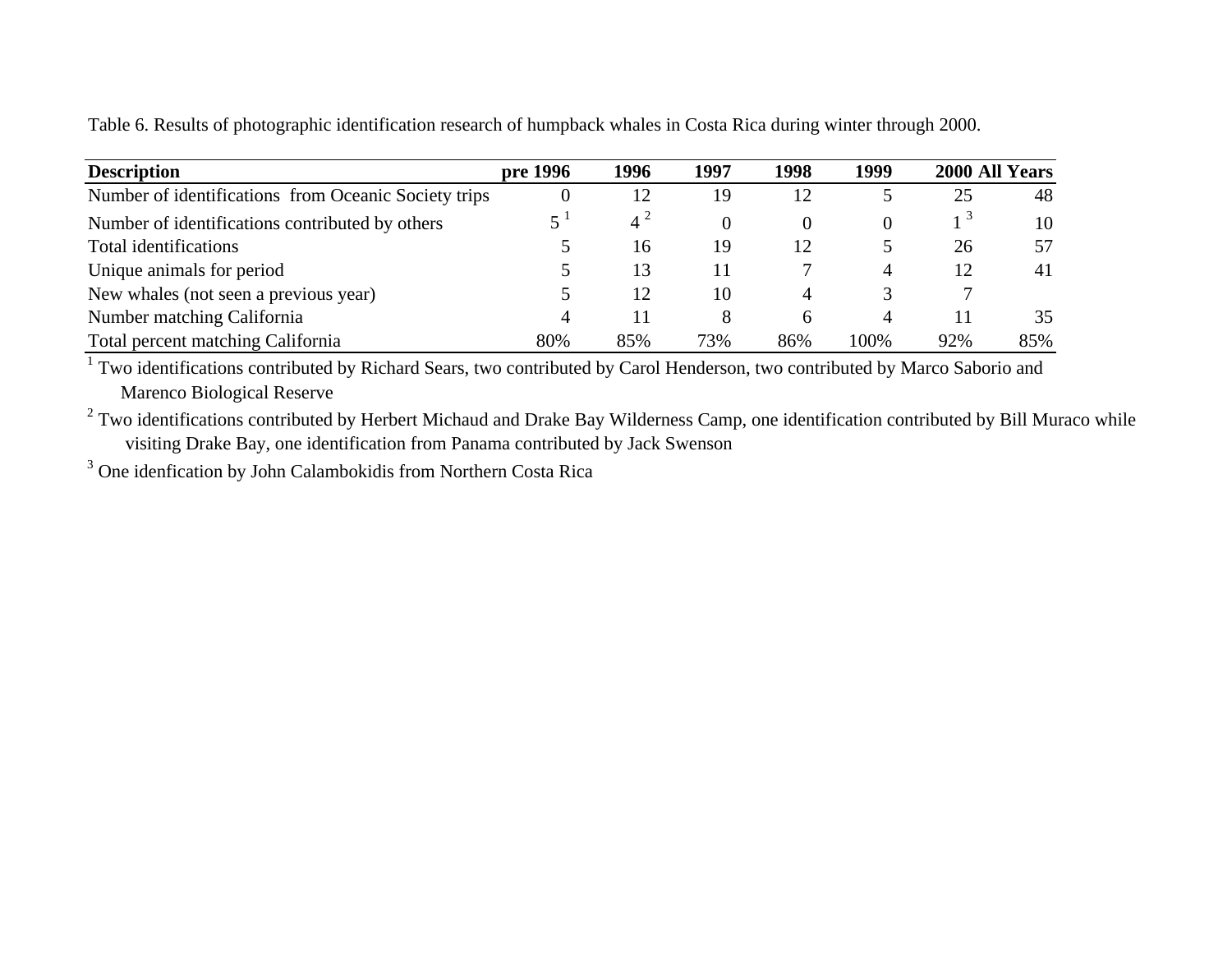Table 6. Results of photographic identification research of humpback whales in Costa Rica during winter through 2000.

| Description | pre 1996 | 1996 | 1997 | 1998 | 1999 | 2000 | All Years |
|---|---|---|---|---|---|---|---|
| Number of identifications from Oceanic Society trips | 0 | 12 | 19 | 12 | 5 | 25 | 48 |
| Number of identifications contributed by others | 5 [1] | 4 [2] | 0 | 0 | 0 | 1 [3] | 10 |
| Total identifications | 5 | 16 | 19 | 12 | 5 | 26 | 57 |
| Unique animals for period | 5 | 13 | 11 | 7 | 4 | 12 | 41 |
| New whales (not seen a previous year) | 5 | 12 | 10 | 4 | 3 | 7 | |
| Number matching California | 4 | 11 | 8 | 6 | 4 | 11 | 35 |
| Total percent matching California | 80% | 85% | 73% | 86% | 100% | 92% | 85% |

[1] Two identifications contributed by Richard Sears, two contributed by Carol Henderson, two contributed by Marco Saborio and Marenco Biological Reserve

[2] Two identifications contributed by Herbert Michaud and Drake Bay Wilderness Camp, one identification contributed by Bill Muraco while visiting Drake Bay, one identification from Panama contributed by Jack Swenson

[3] One idenfication by John Calambokidis from Northern Costa Rica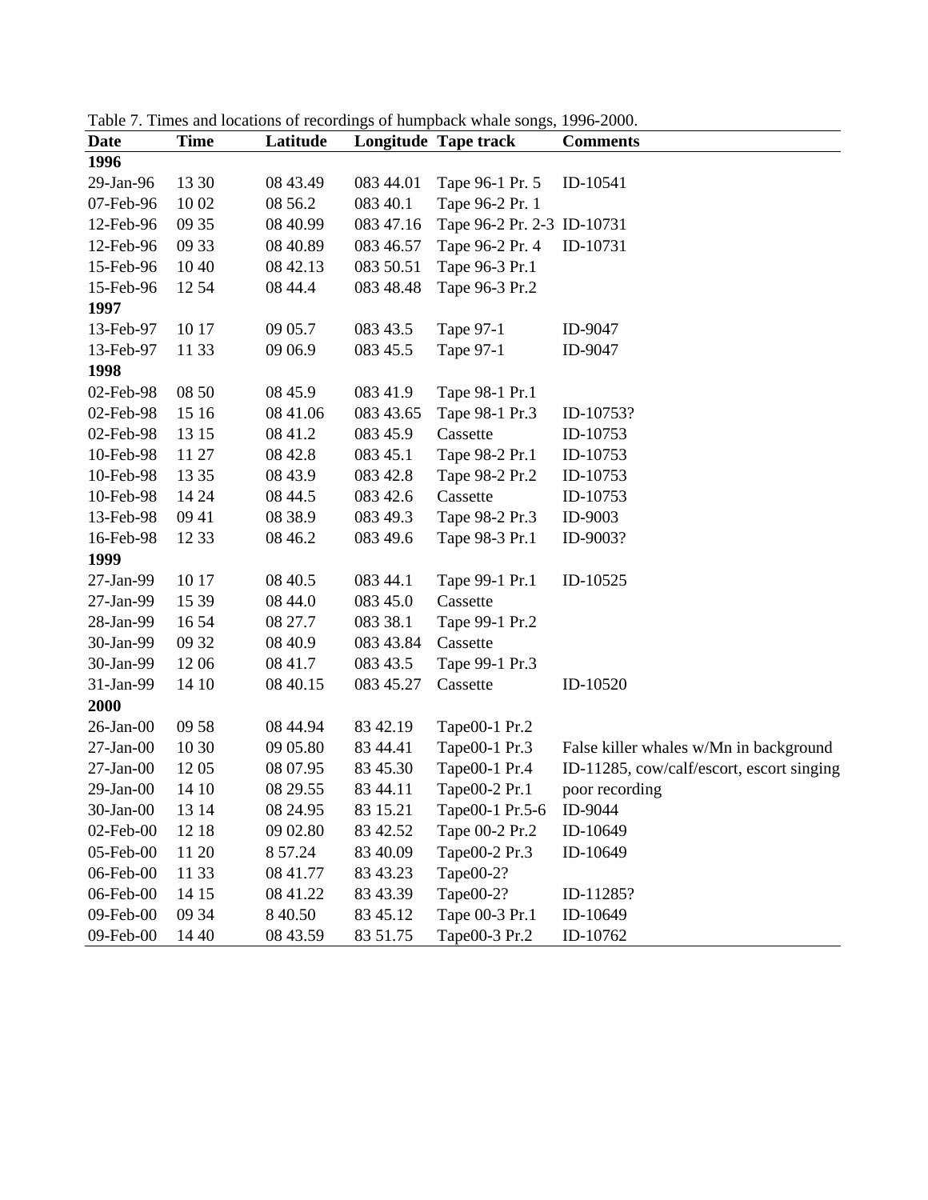Table 7. Times and locations of recordings of humpback whale songs, 1996-2000.

| Date | Time | Latitude | Longitude | Tape track | Comments |
|---|---|---|---|---|---|
| **1996** | | | | | |
| 29-Jan-96 | 13 30 | 08 43.49 | 083 44.01 | Tape 96-1 Pr. 5 | ID-10541 |
| 07-Feb-96 | 10 02 | 08 56.2 | 083 40.1 | Tape 96-2 Pr. 1 | |
| 12-Feb-96 | 09 35 | 08 40.99 | 083 47.16 | Tape 96-2 Pr. 2-3 | ID-10731 |
| 12-Feb-96 | 09 33 | 08 40.89 | 083 46.57 | Tape 96-2 Pr. 4 | ID-10731 |
| 15-Feb-96 | 10 40 | 08 42.13 | 083 50.51 | Tape 96-3 Pr.1 | |
| 15-Feb-96 | 12 54 | 08 44.4 | 083 48.48 | Tape 96-3 Pr.2 | |
| **1997** | | | | | |
| 13-Feb-97 | 10 17 | 09 05.7 | 083 43.5 | Tape 97-1 | ID-9047 |
| 13-Feb-97 | 11 33 | 09 06.9 | 083 45.5 | Tape 97-1 | ID-9047 |
| **1998** | | | | | |
| 02-Feb-98 | 08 50 | 08 45.9 | 083 41.9 | Tape 98-1 Pr.1 | |
| 02-Feb-98 | 15 16 | 08 41.06 | 083 43.65 | Tape 98-1 Pr.3 | ID-10753? |
| 02-Feb-98 | 13 15 | 08 41.2 | 083 45.9 | Cassette | ID-10753 |
| 10-Feb-98 | 11 27 | 08 42.8 | 083 45.1 | Tape 98-2 Pr.1 | ID-10753 |
| 10-Feb-98 | 13 35 | 08 43.9 | 083 42.8 | Tape 98-2 Pr.2 | ID-10753 |
| 10-Feb-98 | 14 24 | 08 44.5 | 083 42.6 | Cassette | ID-10753 |
| 13-Feb-98 | 09 41 | 08 38.9 | 083 49.3 | Tape 98-2 Pr.3 | ID-9003 |
| 16-Feb-98 | 12 33 | 08 46.2 | 083 49.6 | Tape 98-3 Pr.1 | ID-9003? |
| **1999** | | | | | |
| 27-Jan-99 | 10 17 | 08 40.5 | 083 44.1 | Tape 99-1 Pr.1 | ID-10525 |
| 27-Jan-99 | 15 39 | 08 44.0 | 083 45.0 | Cassette | |
| 28-Jan-99 | 16 54 | 08 27.7 | 083 38.1 | Tape 99-1 Pr.2 | |
| 30-Jan-99 | 09 32 | 08 40.9 | 083 43.84 | Cassette | |
| 30-Jan-99 | 12 06 | 08 41.7 | 083 43.5 | Tape 99-1 Pr.3 | |
| 31-Jan-99 | 14 10 | 08 40.15 | 083 45.27 | Cassette | ID-10520 |
| **2000** | | | | | |
| 26-Jan-00 | 09 58 | 08 44.94 | 83 42.19 | Tape00-1 Pr.2 | |
| 27-Jan-00 | 10 30 | 09 05.80 | 83 44.41 | Tape00-1 Pr.3 | False killer whales w/Mn in background |
| 27-Jan-00 | 12 05 | 08 07.95 | 83 45.30 | Tape00-1 Pr.4 | ID-11285, cow/calf/escort, escort singing |
| 29-Jan-00 | 14 10 | 08 29.55 | 83 44.11 | Tape00-2 Pr.1 | poor recording |
| 30-Jan-00 | 13 14 | 08 24.95 | 83 15.21 | Tape00-1 Pr.5-6 | ID-9044 |
| 02-Feb-00 | 12 18 | 09 02.80 | 83 42.52 | Tape 00-2 Pr.2 | ID-10649 |
| 05-Feb-00 | 11 20 | 8 57.24 | 83 40.09 | Tape00-2 Pr.3 | ID-10649 |
| 06-Feb-00 | 11 33 | 08 41.77 | 83 43.23 | Tape00-2? | |
| 06-Feb-00 | 14 15 | 08 41.22 | 83 43.39 | Tape00-2? | ID-11285? |
| 09-Feb-00 | 09 34 | 8 40.50 | 83 45.12 | Tape 00-3 Pr.1 | ID-10649 |
| 09-Feb-00 | 14 40 | 08 43.59 | 83 51.75 | Tape00-3 Pr.2 | ID-10762 |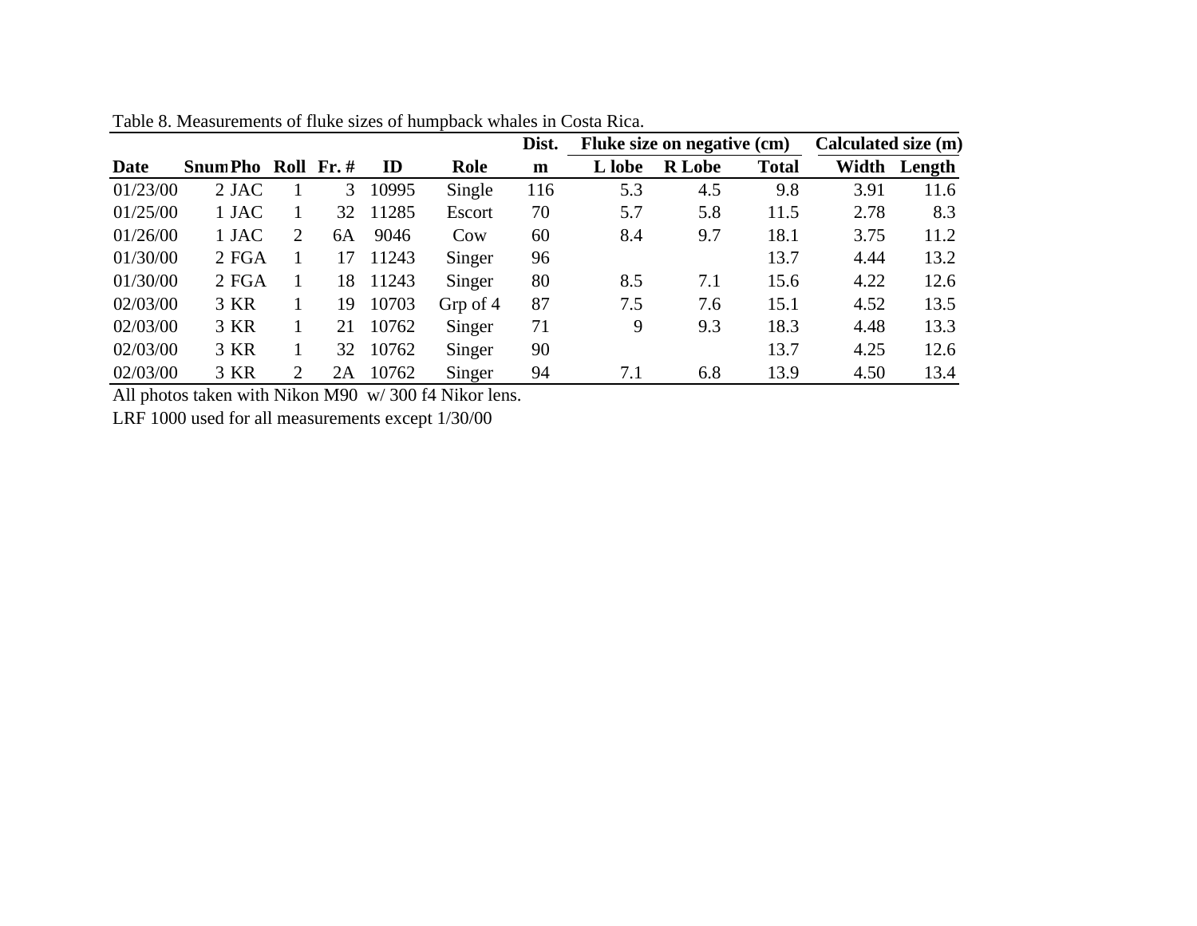Table 8. Measurements of fluke sizes of humpback whales in Costa Rica.

| | | | | | | | Dist. | Fluke size on negative (cm) | | | Calculated size (m) | |
|---|---|---|---|---|---|---|---|---|---|---|---|---|
| Date | Snum | Pho | Roll | Fr. # | ID | Role | m | L lobe | R Lobe | Total | Width | Length |
| 01/23/00 | 2 | JAC | 1 | 3 | 10995 | Single | 116 | 5.3 | 4.5 | 9.8 | 3.91 | 11.6 |
| 01/25/00 | 1 | JAC | 1 | 32 | 11285 | Escort | 70 | 5.7 | 5.8 | 11.5 | 2.78 | 8.3 |
| 01/26/00 | 1 | JAC | 2 | 6A | 9046 | Cow | 60 | 8.4 | 9.7 | 18.1 | 3.75 | 11.2 |
| 01/30/00 | 2 | FGA | 1 | 17 | 11243 | Singer | 96 | | | 13.7 | 4.44 | 13.2 |
| 01/30/00 | 2 | FGA | 1 | 18 | 11243 | Singer | 80 | 8.5 | 7.1 | 15.6 | 4.22 | 12.6 |
| 02/03/00 | 3 | KR | 1 | 19 | 10703 | Grp of 4 | 87 | 7.5 | 7.6 | 15.1 | 4.52 | 13.5 |
| 02/03/00 | 3 | KR | 1 | 21 | 10762 | Singer | 71 | 9 | 9.3 | 18.3 | 4.48 | 13.3 |
| 02/03/00 | 3 | KR | 1 | 32 | 10762 | Singer | 90 | | | 13.7 | 4.25 | 12.6 |
| 02/03/00 | 3 | KR | 2 | 2A | 10762 | Singer | 94 | 7.1 | 6.8 | 13.9 | 4.50 | 13.4 |

All photos taken with Nikon M90 w/ 300 f4 Nikor lens.

LRF 1000 used for all measurements except 1/30/00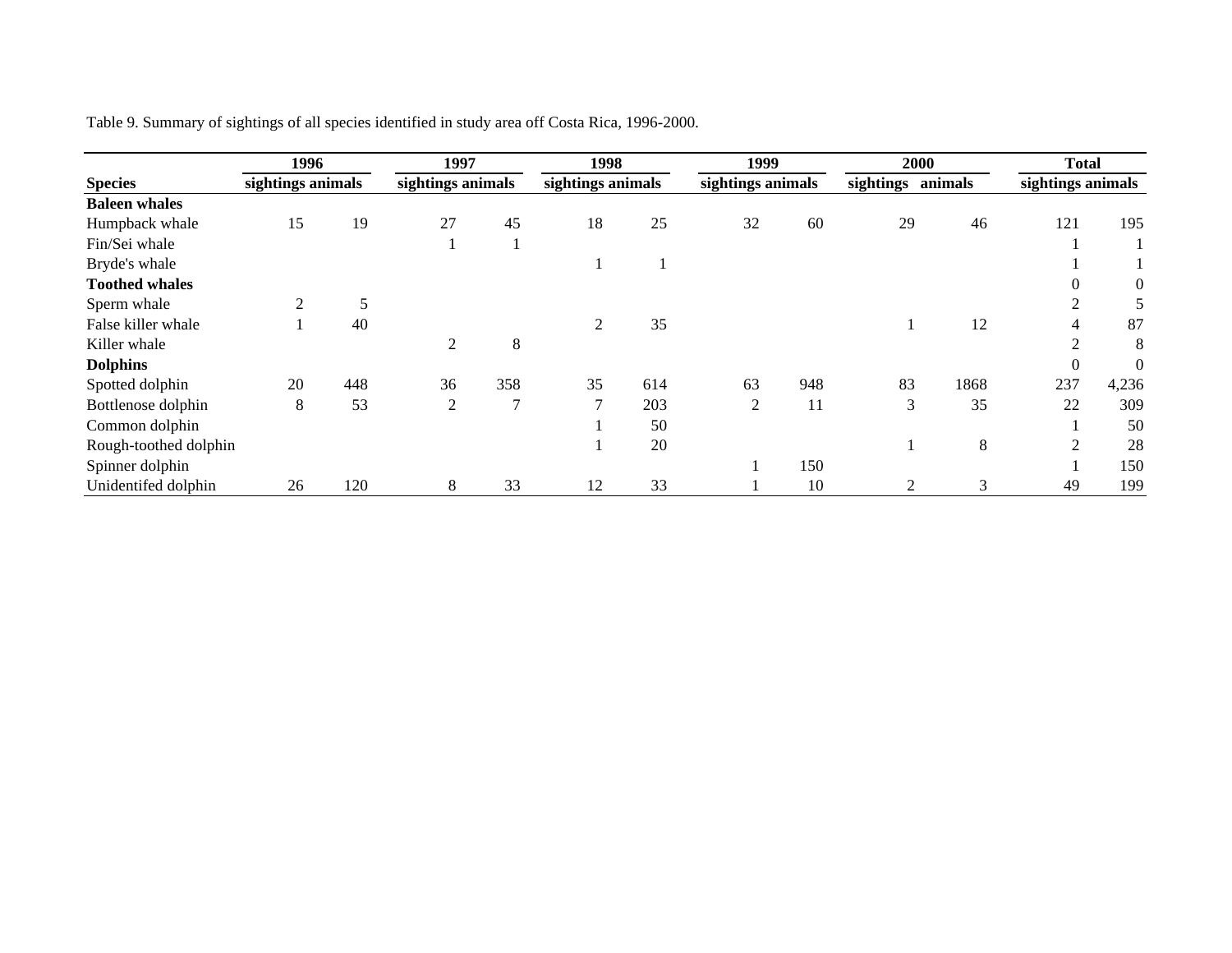Table 9. Summary of sightings of all species identified in study area off Costa Rica, 1996-2000.

| | 1996 | | 1997 | | 1998 | | 1999 | | 2000 | | Total | |
|---|---|---|---|---|---|---|---|---|---|---|---|---|
| **Species** | **sightings** | **animals** | **sightings** | **animals** | **sightings** | **animals** | **sightings** | **animals** | **sightings** | **animals** | **sightings** | **animals** |
| **Baleen whales** | | | | | | | | | | | | |
| Humpback whale | 15 | 19 | 27 | 45 | 18 | 25 | 32 | 60 | 29 | 46 | 121 | 195 |
| Fin/Sei whale | | | 1 | 1 | | | | | | | 1 | 1 |
| Bryde's whale | | | | | 1 | 1 | | | | | 1 | 1 |
| **Toothed whales** | | | | | | | | | | | 0 | 0 |
| Sperm whale | 2 | 5 | | | | | | | | | 2 | 5 |
| False killer whale | 1 | 40 | | | 2 | 35 | | | 1 | 12 | 4 | 87 |
| Killer whale | | | 2 | 8 | | | | | | | 2 | 8 |
| **Dolphins** | | | | | | | | | | | 0 | 0 |
| Spotted dolphin | 20 | 448 | 36 | 358 | 35 | 614 | 63 | 948 | 83 | 1868 | 237 | 4,236 |
| Bottlenose dolphin | 8 | 53 | 2 | 7 | 7 | 203 | 2 | 11 | 3 | 35 | 22 | 309 |
| Common dolphin | | | | | 1 | 50 | | | | | 1 | 50 |
| Rough-toothed dolphin | | | | | 1 | 20 | | | 1 | 8 | 2 | 28 |
| Spinner dolphin | | | | | | | 1 | 150 | | | 1 | 150 |
| Unidentifed dolphin | 26 | 120 | 8 | 33 | 12 | 33 | 1 | 10 | 2 | 3 | 49 | 199 |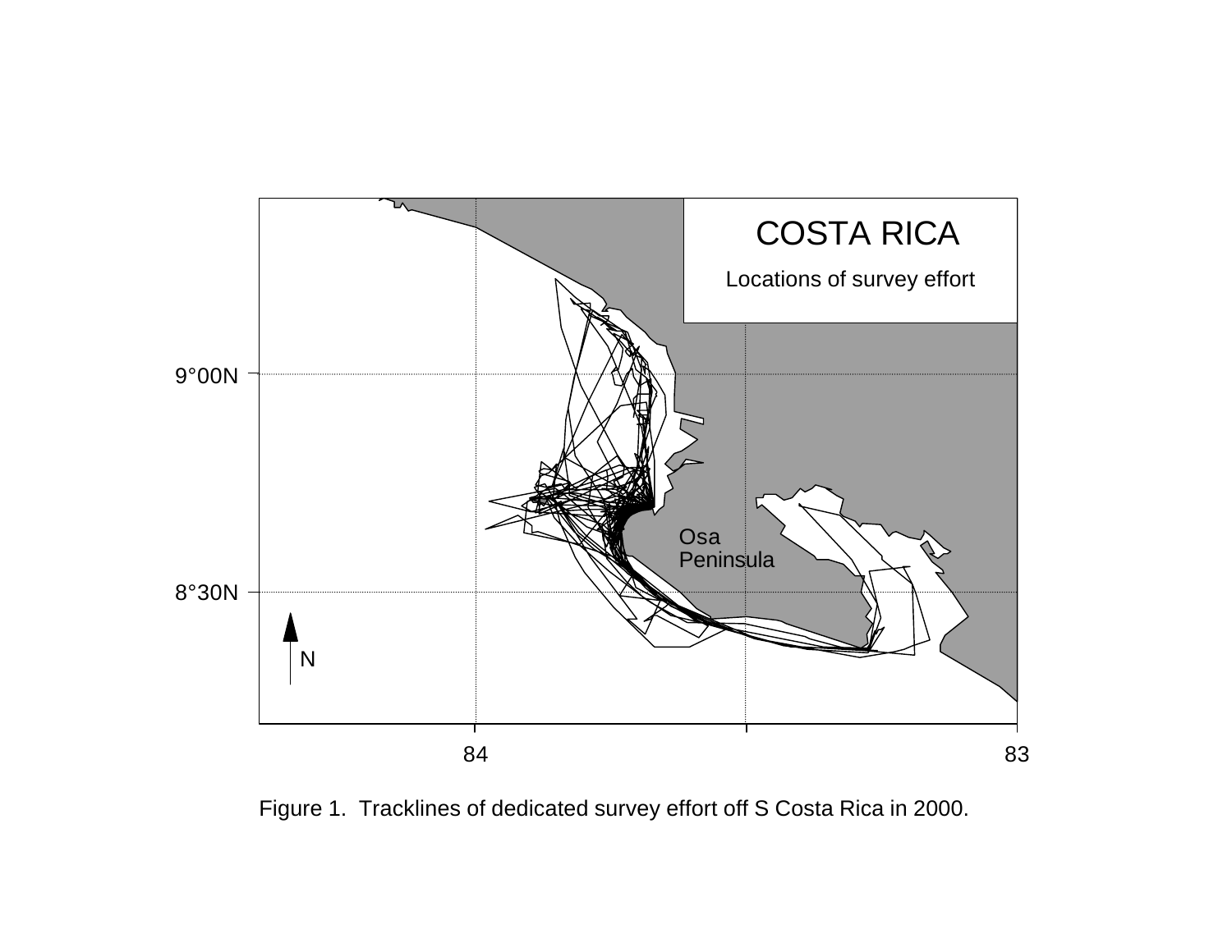Figure 1. Tracklines of dedicated survey effort off S Costa Rica in 2000.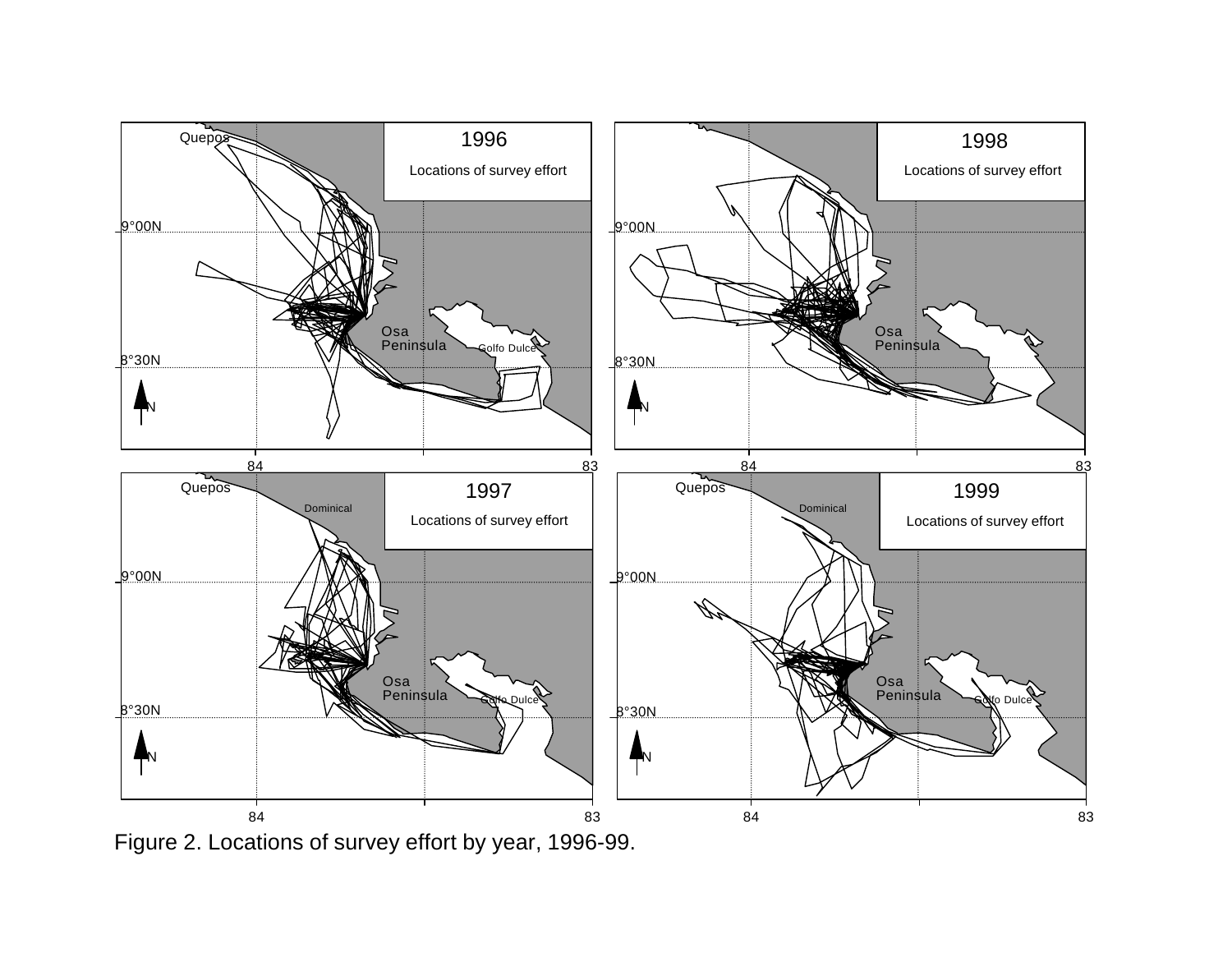Figure 2. Locations of survey effort by year, 1996-99.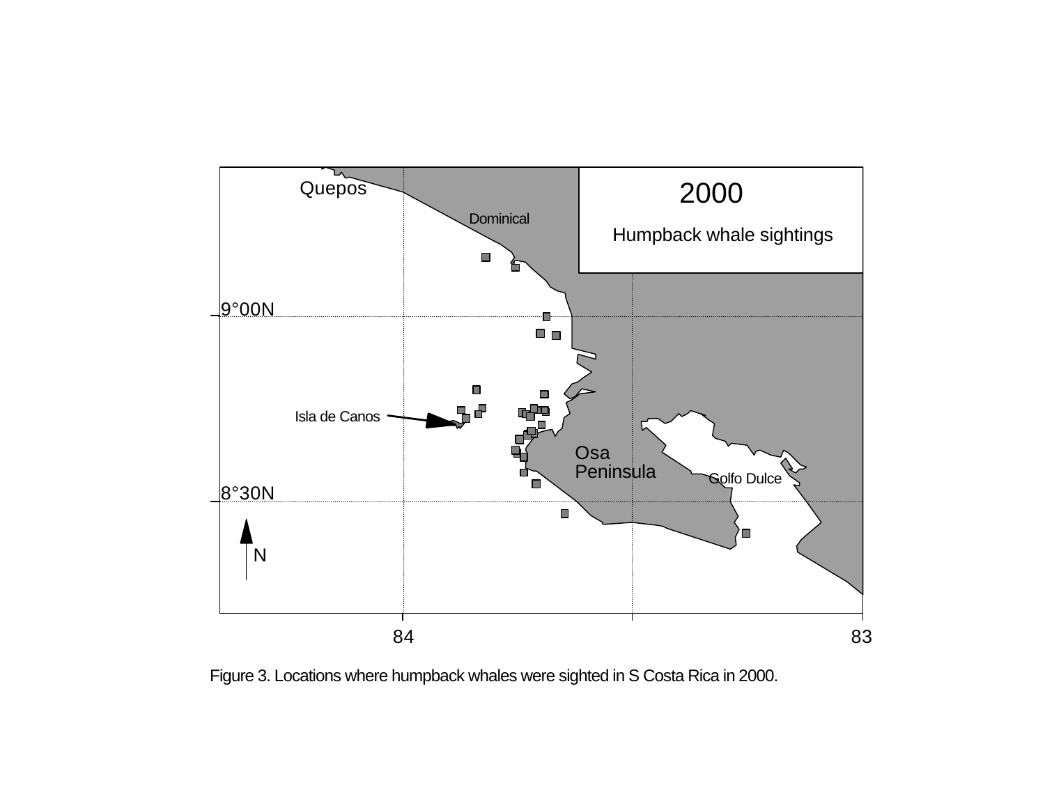Figure 3. Locations where humpback whales were sighted in S Costa Rica in 2000.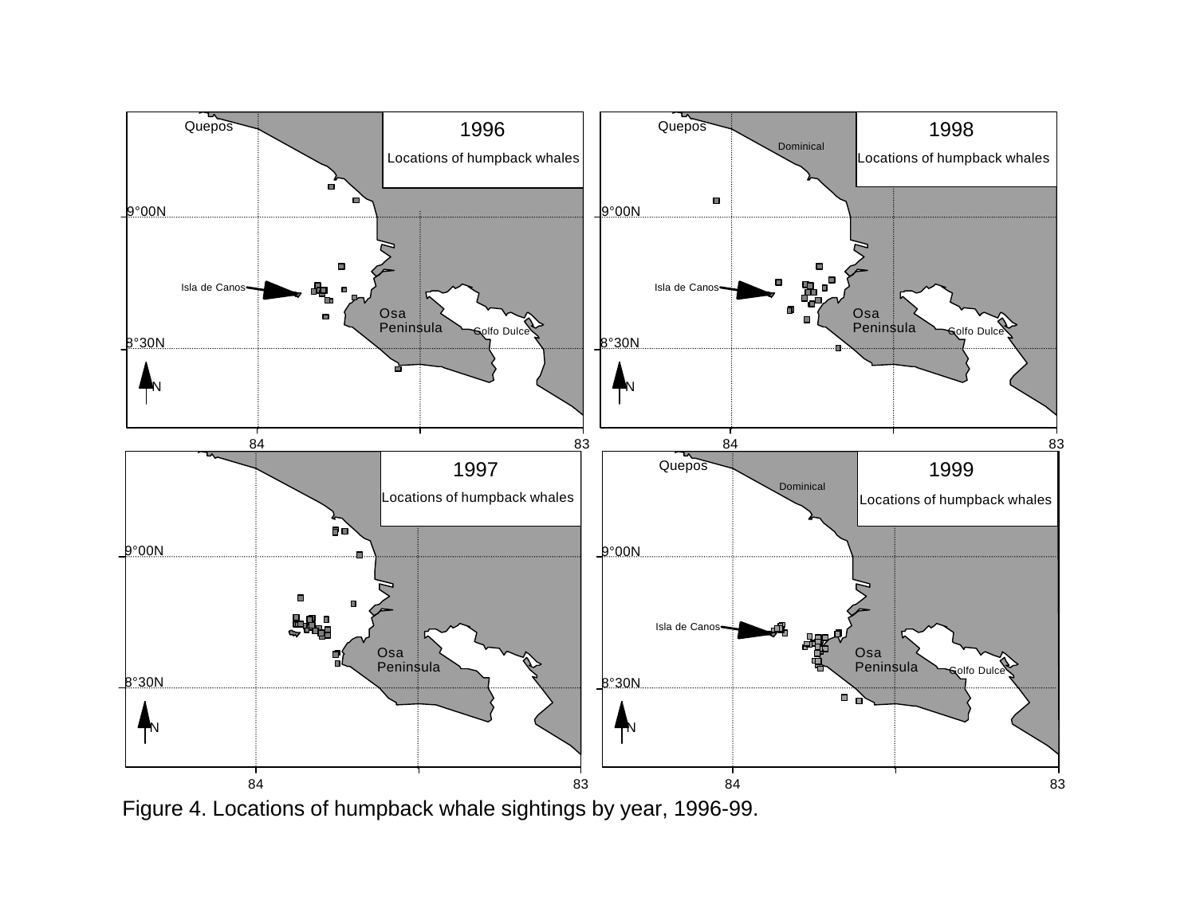Figure 4. Locations of humpback whale sightings by year, 1996-99.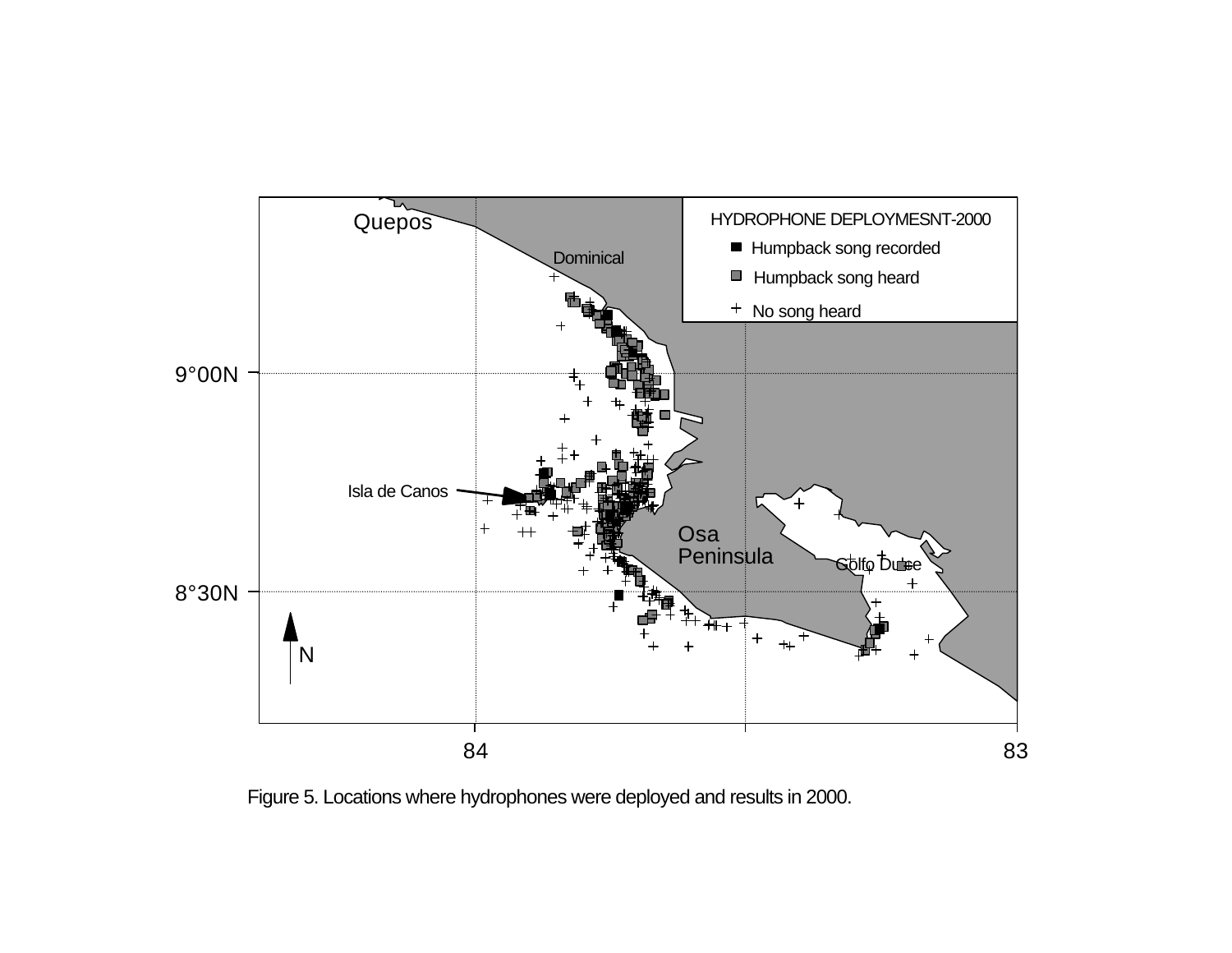Quepos

HYDROPHONE DEPLOYMESNT-2000

Humpback song recorded

Humpback song heard

No song heard

Dominical

9°00N

Isla de Canos

Osa
Peninsula

Golfo Dulce

8°30N

N

84

83

Figure 5. Locations where hydrophones were deployed and results in 2000.